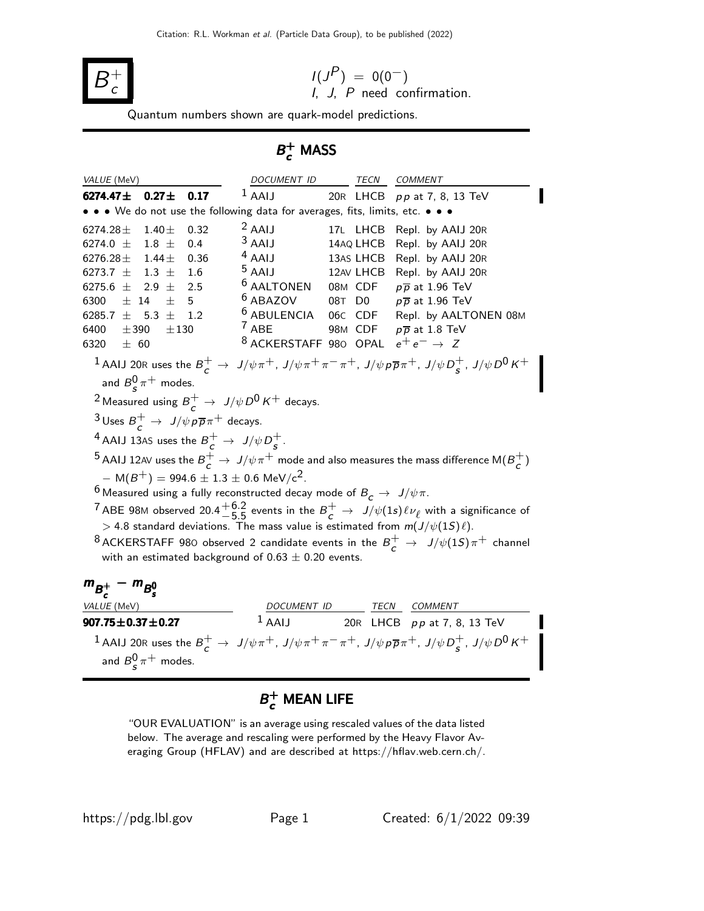Citation: R.L. Workman et al. (Particle Data Group), to be published (2022)

# $B_c^+$

$I(J^P) = 0(0^-)$
I, J, P need confirmation.

Quantum numbers shown are quark-model predictions.

## $B_c^+$ MASS

| VALUE (MeV) | DOCUMENT ID | | TECN | COMMENT |
|---|---|---|---|---|
| **6274.47 ± 0.27 ± 0.17** | [1] AAIJ | 20R | LHCB | $pp$ at 7, 8, 13 TeV |
| • • • We do not use the following data for averages, fits, limits, etc. • • • | | | | |
| 6274.28 ± 1.40 ± 0.32 | [2] AAIJ | 17L | LHCB | Repl. by AAIJ 20R |
| 6274.0 ± 1.8 ± 0.4 | [3] AAIJ | 14AQ | LHCB | Repl. by AAIJ 20R |
| 6276.28 ± 1.44 ± 0.36 | [4] AAIJ | 13AS | LHCB | Repl. by AAIJ 20R |
| 6273.7 ± 1.3 ± 1.6 | [5] AAIJ | 12AV | LHCB | Repl. by AAIJ 20R |
| 6275.6 ± 2.9 ± 2.5 | [6] AALTONEN | 08M | CDF | $p\overline{p}$ at 1.96 TeV |
| 6300 ± 14 ± 5 | [6] ABAZOV | 08T | D0 | $p\overline{p}$ at 1.96 TeV |
| 6285.7 ± 5.3 ± 1.2 | [6] ABULENCIA | 06C | CDF | Repl. by AALTONEN 08M |
| 6400 ± 390 ± 130 | [7] ABE | 98M | CDF | $p\overline{p}$ at 1.8 TeV |
| 6320 ± 60 | [8] ACKERSTAFF | 98O | OPAL | $e^+e^- \to Z$ |

[1] AAIJ 20R uses the $B_c^+ \to J/\psi\pi^+$, $J/\psi\pi^+\pi^-\pi^+$, $J/\psi p\overline{p}\pi^+$, $J/\psi D_s^+$, $J/\psi D^0 K^+$ and $B_s^0\pi^+$ modes.

[2] Measured using $B_c^+ \to J/\psi D^0 K^+$ decays.

[3] Uses $B_c^+ \to J/\psi p\overline{p}\pi^+$ decays.

[4] AAIJ 13AS uses the $B_c^+ \to J/\psi D_s^+$.

[5] AAIJ 12AV uses the $B_c^+ \to J/\psi\pi^+$ mode and also measures the mass difference $M(B_c^+) - M(B^+) = 994.6 \pm 1.3 \pm 0.6$ MeV/$c^2$.

[6] Measured using a fully reconstructed decay mode of $B_c \to J/\psi\pi$.

[7] ABE 98M observed $20.4^{+6.2}_{-5.5}$ events in the $B_c^+ \to J/\psi(1s)\ell\nu_\ell$ with a significance of $> 4.8$ standard deviations. The mass value is estimated from $m(J/\psi(1S)\ell)$.

[8] ACKERSTAFF 98O observed 2 candidate events in the $B_c^+ \to J/\psi(1S)\pi^+$ channel with an estimated background of $0.63 \pm 0.20$ events.

## $m_{B_c^+} - m_{B_s^0}$

| VALUE (MeV) | DOCUMENT ID | | TECN | COMMENT |
|---|---|---|---|---|
| **907.75 ± 0.37 ± 0.27** | [1] AAIJ | 20R | LHCB | $pp$ at 7, 8, 13 TeV |

[1] AAIJ 20R uses the $B_c^+ \to J/\psi\pi^+$, $J/\psi\pi^+\pi^-\pi^+$, $J/\psi p\overline{p}\pi^+$, $J/\psi D_s^+$, $J/\psi D^0 K^+$ and $B_s^0\pi^+$ modes.

## $B_c^+$ MEAN LIFE

"OUR EVALUATION" is an average using rescaled values of the data listed below. The average and rescaling were performed by the Heavy Flavor Averaging Group (HFLAV) and are described at https://hflav.web.cern.ch/.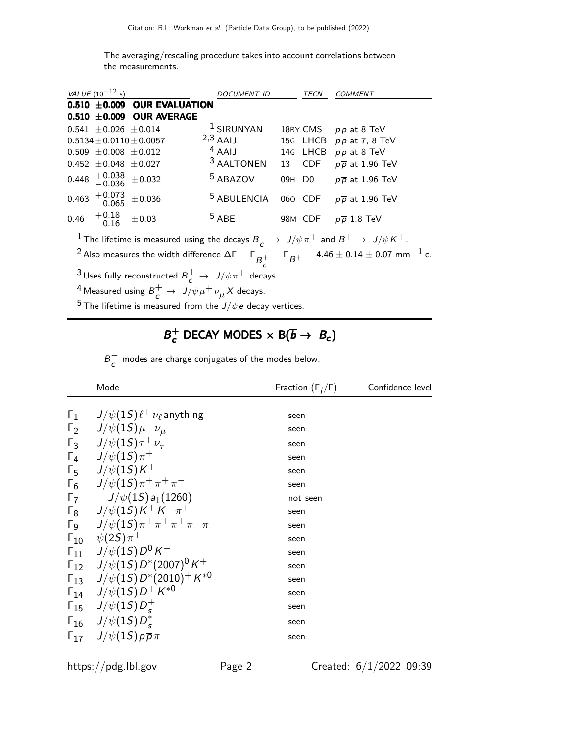The averaging/rescaling procedure takes into account correlations between the measurements.

| VALUE ($10^{-12}$ s) | DOCUMENT ID | TECN | COMMENT |
|---|---|---|---|
| **0.510 ±0.009 OUR EVALUATION** | | | |
| **0.510 ±0.009 OUR AVERAGE** | | | |
| $0.541 \pm 0.026 \pm 0.014$ | [1] SIRUNYAN 18BY | CMS | $pp$ at 8 TeV |
| $0.5134 \pm 0.0110 \pm 0.0057$ | [2,3] AAIJ 15G | LHCB | $pp$ at 7, 8 TeV |
| $0.509 \pm 0.008 \pm 0.012$ | [4] AAIJ 14G | LHCB | $pp$ at 8 TeV |
| $0.452 \pm 0.048 \pm 0.027$ | [3] AALTONEN 13 | CDF | $p\overline{p}$ at 1.96 TeV |
| $0.448 \, ^{+0.038}_{-0.036} \pm 0.032$ | [5] ABAZOV 09H | D0 | $p\overline{p}$ at 1.96 TeV |
| $0.463 \, ^{+0.073}_{-0.065} \pm 0.036$ | [5] ABULENCIA 06O | CDF | $p\overline{p}$ at 1.96 TeV |
| $0.46 \, ^{+0.18}_{-0.16} \pm 0.03$ | [5] ABE 98M | CDF | $p\overline{p}$ 1.8 TeV |

[1] The lifetime is measured using the decays $B_c^+ \rightarrow J/\psi \pi^+$ and $B^+ \rightarrow J/\psi K^+$.

[2] Also measures the width difference $\Delta\Gamma = \Gamma_{B_c^+} - \Gamma_{B^+} = 4.46 \pm 0.14 \pm 0.07$ mm$^{-1}$ c.

[3] Uses fully reconstructed $B_c^+ \rightarrow J/\psi \pi^+$ decays.

[4] Measured using $B_c^+ \rightarrow J/\psi \mu^+ \nu_\mu X$ decays.

[5] The lifetime is measured from the $J/\psi e$ decay vertices.

## $B_c^+$ DECAY MODES $\times$ B($\overline{b} \rightarrow B_c$)

$B_c^-$ modes are charge conjugates of the modes below.

| | Mode | Fraction ($\Gamma_i/\Gamma$) | Confidence level |
|---|---|---|---|
| $\Gamma_1$ | $J/\psi(1S)\ell^+\nu_\ell$ anything | seen | |
| $\Gamma_2$ | $J/\psi(1S)\mu^+\nu_\mu$ | seen | |
| $\Gamma_3$ | $J/\psi(1S)\tau^+\nu_\tau$ | seen | |
| $\Gamma_4$ | $J/\psi(1S)\pi^+$ | seen | |
| $\Gamma_5$ | $J/\psi(1S)K^+$ | seen | |
| $\Gamma_6$ | $J/\psi(1S)\pi^+\pi^+\pi^-$ | seen | |
| $\Gamma_7$ | $J/\psi(1S)a_1(1260)$ | not seen | |
| $\Gamma_8$ | $J/\psi(1S)K^+K^-\pi^+$ | seen | |
| $\Gamma_9$ | $J/\psi(1S)\pi^+\pi^+\pi^+\pi^-\pi^-$ | seen | |
| $\Gamma_{10}$ | $\psi(2S)\pi^+$ | seen | |
| $\Gamma_{11}$ | $J/\psi(1S)D^0K^+$ | seen | |
| $\Gamma_{12}$ | $J/\psi(1S)D^*(2007)^0K^+$ | seen | |
| $\Gamma_{13}$ | $J/\psi(1S)D^*(2010)^+K^{*0}$ | seen | |
| $\Gamma_{14}$ | $J/\psi(1S)D^+K^{*0}$ | seen | |
| $\Gamma_{15}$ | $J/\psi(1S)D_s^+$ | seen | |
| $\Gamma_{16}$ | $J/\psi(1S)D_s^{*+}$ | seen | |
| $\Gamma_{17}$ | $J/\psi(1S)p\overline{p}\pi^+$ | seen | |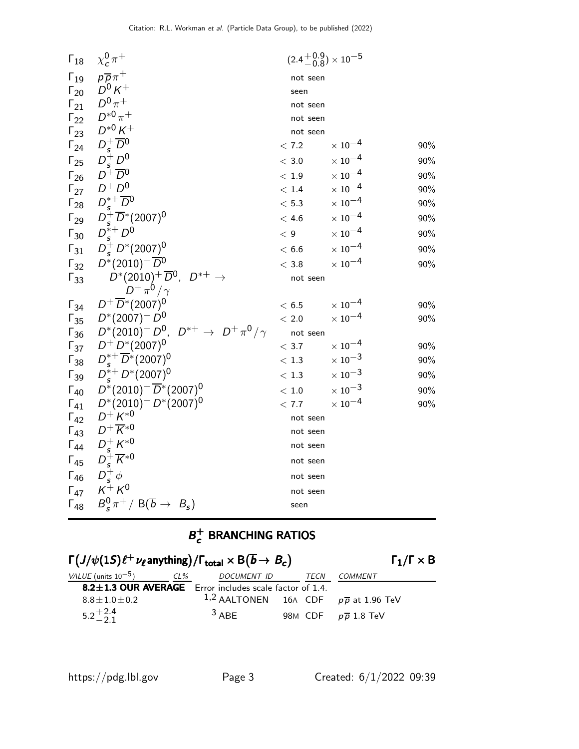| | Mode | Fraction | | Confidence level |
|---|---|---|---|---|
| $\Gamma_{18}$ | $\chi_c^0 \pi^+$ | $(2.4^{+0.9}_{-0.8}) \times 10^{-5}$ | | |
| $\Gamma_{19}$ | $p\overline{p}\pi^+$ | not seen | | |
| $\Gamma_{20}$ | $D^0 K^+$ | seen | | |
| $\Gamma_{21}$ | $D^0 \pi^+$ | not seen | | |
| $\Gamma_{22}$ | $D^{*0} \pi^+$ | not seen | | |
| $\Gamma_{23}$ | $D^{*0} K^+$ | not seen | | |
| $\Gamma_{24}$ | $D_s^+ \overline{D}^0$ | $< 7.2$ | $\times 10^{-4}$ | 90% |
| $\Gamma_{25}$ | $D_s^+ D^0$ | $< 3.0$ | $\times 10^{-4}$ | 90% |
| $\Gamma_{26}$ | $D^+ \overline{D}^0$ | $< 1.9$ | $\times 10^{-4}$ | 90% |
| $\Gamma_{27}$ | $D^+ D^0$ | $< 1.4$ | $\times 10^{-4}$ | 90% |
| $\Gamma_{28}$ | $D_s^{*+} \overline{D}^0$ | $< 5.3$ | $\times 10^{-4}$ | 90% |
| $\Gamma_{29}$ | $D_s^+ \overline{D}^*(2007)^0$ | $< 4.6$ | $\times 10^{-4}$ | 90% |
| $\Gamma_{30}$ | $D_s^{*+} D^0$ | $< 9$ | $\times 10^{-4}$ | 90% |
| $\Gamma_{31}$ | $D_s^+ D^*(2007)^0$ | $< 6.6$ | $\times 10^{-4}$ | 90% |
| $\Gamma_{32}$ | $D^*(2010)^+ \overline{D}^0$ | $< 3.8$ | $\times 10^{-4}$ | 90% |
| $\Gamma_{33}$ | $D^*(2010)^+ \overline{D}^0$, $D^{*+} \rightarrow D^+ \pi^0 / \gamma$ | not seen | | |
| $\Gamma_{34}$ | $D^+ \overline{D}^*(2007)^0$ | $< 6.5$ | $\times 10^{-4}$ | 90% |
| $\Gamma_{35}$ | $D^*(2007)^+ D^0$ | $< 2.0$ | $\times 10^{-4}$ | 90% |
| $\Gamma_{36}$ | $D^*(2010)^+ D^0$, $D^{*+} \rightarrow D^+ \pi^0 / \gamma$ | not seen | | |
| $\Gamma_{37}$ | $D^+ D^*(2007)^0$ | $< 3.7$ | $\times 10^{-4}$ | 90% |
| $\Gamma_{38}$ | $D_s^{*+} \overline{D}^*(2007)^0$ | $< 1.3$ | $\times 10^{-3}$ | 90% |
| $\Gamma_{39}$ | $D_s^{*+} D^*(2007)^0$ | $< 1.3$ | $\times 10^{-3}$ | 90% |
| $\Gamma_{40}$ | $D^*(2010)^+ \overline{D}^*(2007)^0$ | $< 1.0$ | $\times 10^{-3}$ | 90% |
| $\Gamma_{41}$ | $D^*(2010)^+ D^*(2007)^0$ | $< 7.7$ | $\times 10^{-4}$ | 90% |
| $\Gamma_{42}$ | $D^+ K^{*0}$ | not seen | | |
| $\Gamma_{43}$ | $D^+ \overline{K}^{*0}$ | not seen | | |
| $\Gamma_{44}$ | $D_s^+ K^{*0}$ | not seen | | |
| $\Gamma_{45}$ | $D_s^+ \overline{K}^{*0}$ | not seen | | |
| $\Gamma_{46}$ | $D_s^+ \phi$ | not seen | | |
| $\Gamma_{47}$ | $K^+ K^0$ | not seen | | |
| $\Gamma_{48}$ | $B_s^0 \pi^+ / \mathrm{B}(\overline{b} \rightarrow B_s)$ | seen | | |

## $B_c^+$ BRANCHING RATIOS

### $\Gamma(J/\psi(1S)\ell^+\nu_\ell \text{anything})/\Gamma_{\text{total}} \times \mathrm{B}(\overline{b} \rightarrow B_c)$ — $\Gamma_1/\Gamma \times \mathrm{B}$

| VALUE (units $10^{-5}$) | CL% | DOCUMENT ID | | TECN | COMMENT |
|---|---|---|---|---|---|
| **8.2±1.3 OUR AVERAGE** | | Error includes scale factor of 1.4. | | | |
| $8.8 \pm 1.0 \pm 0.2$ | | [1,2] AALTONEN | 16A | CDF | $p\overline{p}$ at 1.96 TeV |
| $5.2^{+2.4}_{-2.1}$ | | [3] ABE | 98M | CDF | $p\overline{p}$ 1.8 TeV |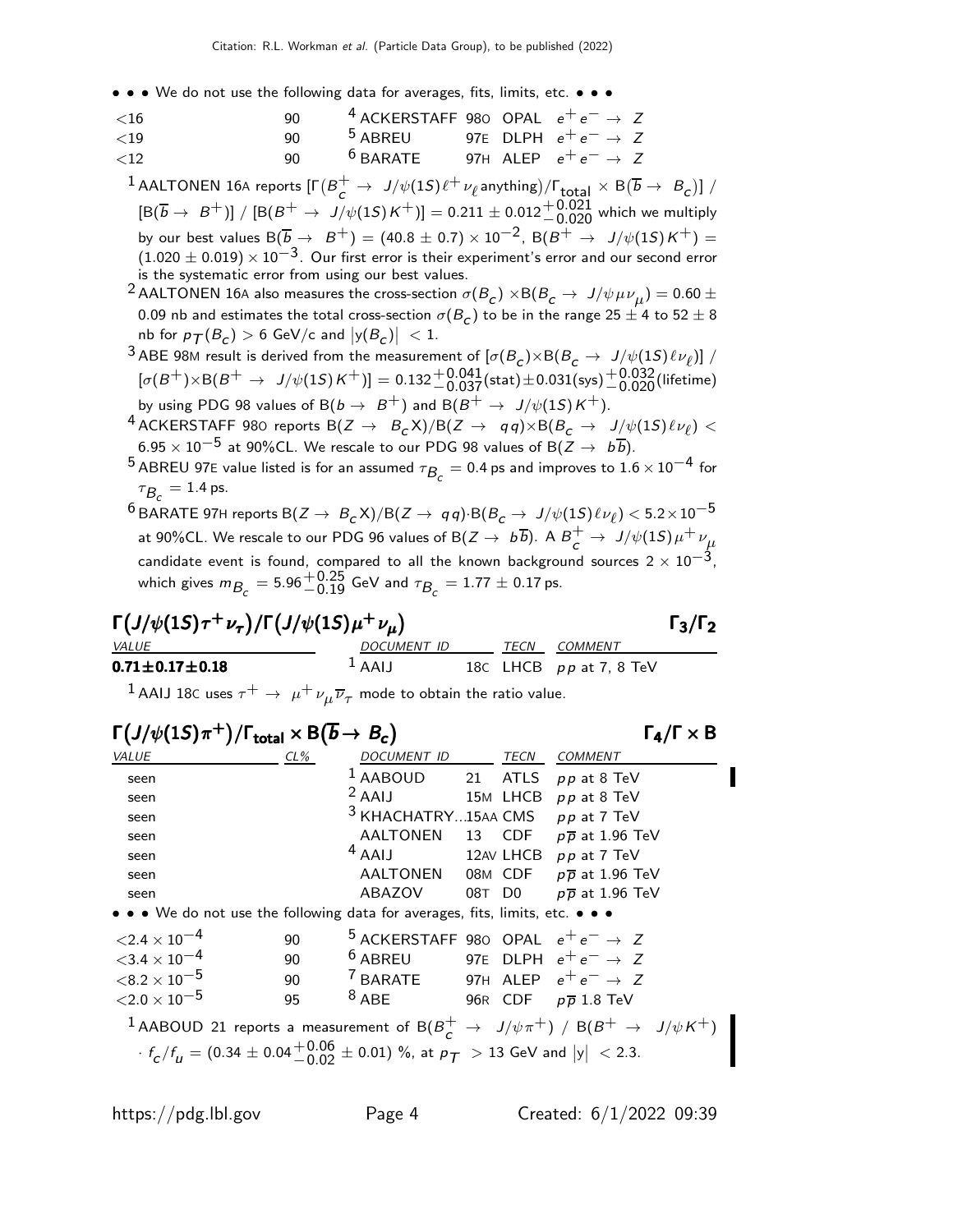• • • We do not use the following data for averages, fits, limits, etc. • • •

| | | | | | |
|---|---|---|---|---|---|
| $<16$ | 90 | [4] ACKERSTAFF | 98O | OPAL | $e^+e^- \to Z$ |
| $<19$ | 90 | [5] ABREU | 97E | DLPH | $e^+e^- \to Z$ |
| $<12$ | 90 | [6] BARATE | 97H | ALEP | $e^+e^- \to Z$ |

[1] AALTONEN 16A reports $[\Gamma(B_c^+ \to J/\psi(1S)\ell^+\nu_\ell \text{anything})/\Gamma_{\text{total}} \times B(\overline{b} \to B_c)] / [B(\overline{b} \to B^+)] / [B(B^+ \to J/\psi(1S)K^+)] = 0.211 \pm 0.012^{+0.021}_{-0.020}$ which we multiply by our best values $B(\overline{b} \to B^+) = (40.8 \pm 0.7) \times 10^{-2}$, $B(B^+ \to J/\psi(1S)K^+) = (1.020 \pm 0.019) \times 10^{-3}$. Our first error is their experiment's error and our second error is the systematic error from using our best values.

[2] AALTONEN 16A also measures the cross-section $\sigma(B_c) \times B(B_c \to J/\psi\mu\nu_\mu) = 0.60 \pm 0.09$ nb and estimates the total cross-section $\sigma(B_c)$ to be in the range $25 \pm 4$ to $52 \pm 8$ nb for $p_T(B_c) > 6$ GeV/c and $|y(B_c)| < 1$.

[3] ABE 98M result is derived from the measurement of $[\sigma(B_c) \times B(B_c \to J/\psi(1S)\ell\nu_\ell)] / [\sigma(B^+) \times B(B^+ \to J/\psi(1S)K^+)] = 0.132^{+0.041}_{-0.037}(\text{stat}) \pm 0.031(\text{sys})^{+0.032}_{-0.020}(\text{lifetime})$ by using PDG 98 values of $B(b \to B^+)$ and $B(B^+ \to J/\psi(1S)K^+)$.

[4] ACKERSTAFF 98O reports $B(Z \to B_c X)/B(Z \to q q) \times B(B_c \to J/\psi(1S)\ell\nu_\ell) < 6.95 \times 10^{-5}$ at 90%CL. We rescale to our PDG 98 values of $B(Z \to b\overline{b})$.

[5] ABREU 97E value listed is for an assumed $\tau_{B_c} = 0.4$ ps and improves to $1.6 \times 10^{-4}$ for $\tau_{B_c} = 1.4$ ps.

[6] BARATE 97H reports $B(Z \to B_c X)/B(Z \to q q) \cdot B(B_c \to J/\psi(1S)\ell\nu_\ell) < 5.2 \times 10^{-5}$ at 90%CL. We rescale to our PDG 96 values of $B(Z \to b\overline{b})$. A $B_c^+ \to J/\psi(1S)\mu^+\nu_\mu$ candidate event is found, compared to all the known background sources $2 \times 10^{-3}$, which gives $m_{B_c} = 5.96^{+0.25}_{-0.19}$ GeV and $\tau_{B_c} = 1.77 \pm 0.17$ ps.

### $\Gamma(J/\psi(1S)\tau^+\nu_\tau)/\Gamma(J/\psi(1S)\mu^+\nu_\mu)$ $\quad\Gamma_3/\Gamma_2$

| VALUE | DOCUMENT ID | | TECN | COMMENT |
|---|---|---|---|---|
| **0.71±0.17±0.18** | [1] AAIJ | 18C | LHCB | $pp$ at 7, 8 TeV |

[1] AAIJ 18C uses $\tau^+ \to \mu^+\nu_\mu\overline{\nu}_\tau$ mode to obtain the ratio value.

### $\Gamma(J/\psi(1S)\pi^+)/\Gamma_{\text{total}} \times B(\overline{b} \to B_c)$ $\quad\Gamma_4/\Gamma \times B$

| VALUE | CL% | DOCUMENT ID | | TECN | COMMENT |
|---|---|---|---|---|---|
| seen | | [1] AABOUD | 21 | ATLS | $pp$ at 8 TeV |
| seen | | [2] AAIJ | 15M | LHCB | $pp$ at 8 TeV |
| seen | | [3] KHACHATRY... | 15AA | CMS | $pp$ at 7 TeV |
| seen | | AALTONEN | 13 | CDF | $p\overline{p}$ at 1.96 TeV |
| seen | | [4] AAIJ | 12AV | LHCB | $pp$ at 7 TeV |
| seen | | AALTONEN | 08M | CDF | $p\overline{p}$ at 1.96 TeV |
| seen | | ABAZOV | 08T | D0 | $p\overline{p}$ at 1.96 TeV |
| • • • We do not use the following data for averages, fits, limits, etc. • • • | | | | | |
| $<2.4 \times 10^{-4}$ | 90 | [5] ACKERSTAFF | 98O | OPAL | $e^+e^- \to Z$ |
| $<3.4 \times 10^{-4}$ | 90 | [6] ABREU | 97E | DLPH | $e^+e^- \to Z$ |
| $<8.2 \times 10^{-5}$ | 90 | [7] BARATE | 97H | ALEP | $e^+e^- \to Z$ |
| $<2.0 \times 10^{-5}$ | 95 | [8] ABE | 96R | CDF | $p\overline{p}$ 1.8 TeV |

[1] AABOUD 21 reports a measurement of $B(B_c^+ \to J/\psi\pi^+) / B(B^+ \to J/\psi K^+) \cdot f_c/f_u = (0.34 \pm 0.04^{+0.06}_{-0.02} \pm 0.01)$ %, at $p_T > 13$ GeV and $|y| < 2.3$.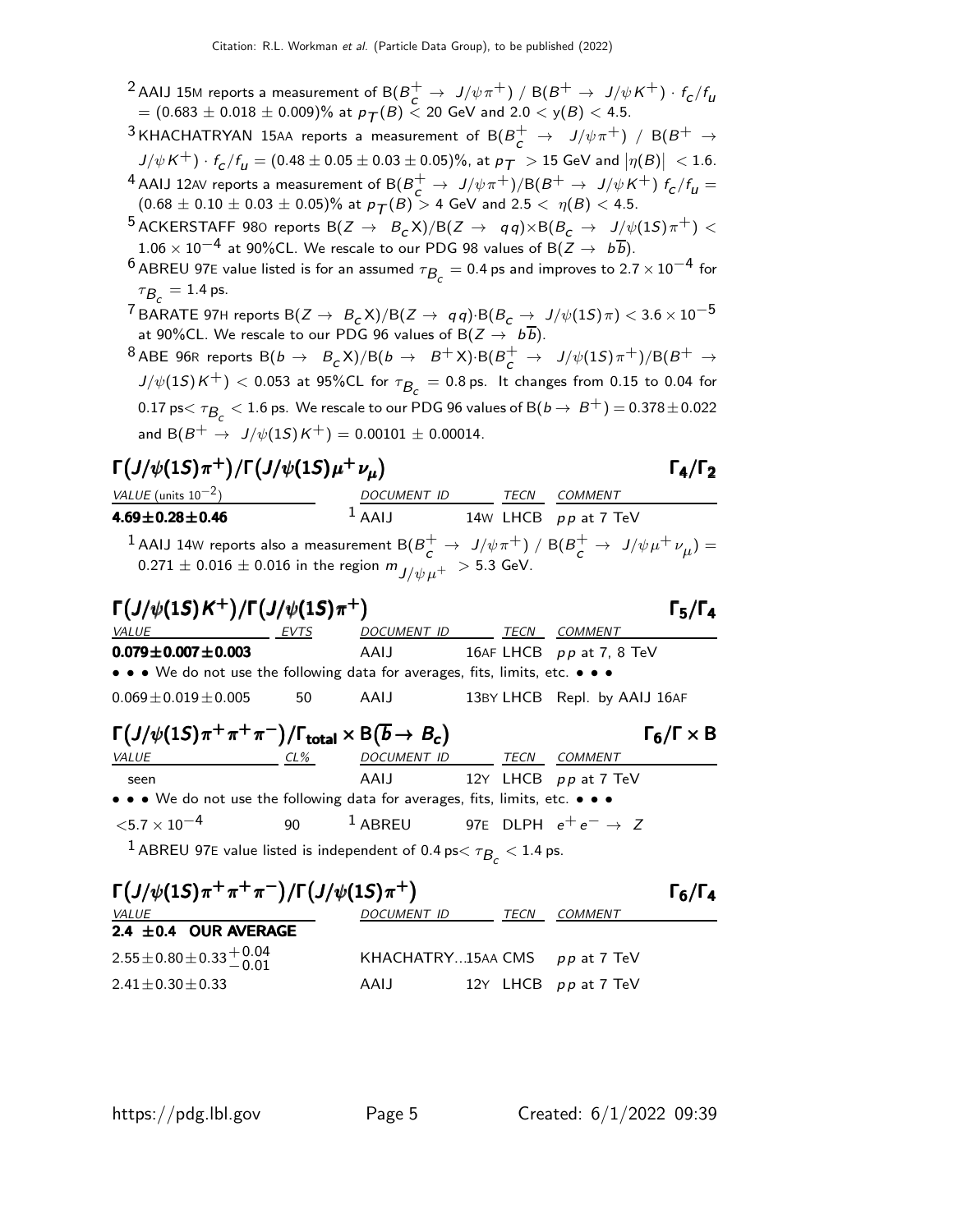[2] AAIJ 15M reports a measurement of $B(B_c^+ \to J/\psi\pi^+)$ / $B(B^+ \to J/\psi K^+) \cdot f_c/f_u$ $= (0.683 \pm 0.018 \pm 0.009)\%$ at $p_T(B) < 20$ GeV and $2.0 < y(B) < 4.5$.

[3] KHACHATRYAN 15AA reports a measurement of $B(B_c^+ \to J/\psi\pi^+)$ / $B(B^+ \to J/\psi K^+) \cdot f_c/f_u = (0.48 \pm 0.05 \pm 0.03 \pm 0.05)\%$, at $p_T > 15$ GeV and $|\eta(B)| < 1.6$.

[4] AAIJ 12AV reports a measurement of $B(B_c^+ \to J/\psi\pi^+)/B(B^+ \to J/\psi K^+)$ $f_c/f_u = (0.68 \pm 0.10 \pm 0.03 \pm 0.05)\%$ at $p_T(B) > 4$ GeV and $2.5 < \eta(B) < 4.5$.

[5] ACKERSTAFF 98O reports $B(Z \to B_c X)/B(Z \to q q) \times B(B_c \to J/\psi(1S)\pi^+) < 1.06 \times 10^{-4}$ at 90%CL. We rescale to our PDG 98 values of $B(Z \to b\overline{b})$.

[6] ABREU 97E value listed is for an assumed $\tau_{B_c} = 0.4$ ps and improves to $2.7 \times 10^{-4}$ for $\tau_{B_c} = 1.4$ ps.

[7] BARATE 97H reports $B(Z \to B_c X)/B(Z \to q q) \cdot B(B_c \to J/\psi(1S)\pi) < 3.6 \times 10^{-5}$ at 90%CL. We rescale to our PDG 96 values of $B(Z \to b\overline{b})$.

[8] ABE 96R reports $B(b \to B_c X)/B(b \to B^+ X) \cdot B(B_c^+ \to J/\psi(1S)\pi^+)/B(B^+ \to J/\psi(1S)K^+) < 0.053$ at 95%CL for $\tau_{B_c} = 0.8$ ps. It changes from 0.15 to 0.04 for 0.17 ps$< \tau_{B_c} < 1.6$ ps. We rescale to our PDG 96 values of $B(b \to B^+) = 0.378 \pm 0.022$ and $B(B^+ \to J/\psi(1S)K^+) = 0.00101 \pm 0.00014$.

## $\Gamma(J/\psi(1S)\pi^+)/\Gamma(J/\psi(1S)\mu^+\nu_\mu)$ — $\Gamma_4/\Gamma_2$

| VALUE (units $10^{-2}$) | DOCUMENT ID | TECN | COMMENT |
|---|---|---|---|
| **4.69±0.28±0.46** | [1] AAIJ 14W | LHCB | $pp$ at 7 TeV |

[1] AAIJ 14W reports also a measurement $B(B_c^+ \to J/\psi\pi^+)$ / $B(B_c^+ \to J/\psi\mu^+\nu_\mu) = 0.271 \pm 0.016 \pm 0.016$ in the region $m_{J/\psi\mu^+} > 5.3$ GeV.

## $\Gamma(J/\psi(1S)K^+)/\Gamma(J/\psi(1S)\pi^+)$ — $\Gamma_5/\Gamma_4$

| VALUE | EVTS | DOCUMENT ID | TECN | COMMENT |
|---|---|---|---|---|
| **0.079±0.007±0.003** | | AAIJ 16AF | LHCB | $pp$ at 7, 8 TeV |
| • • • We do not use the following data for averages, fits, limits, etc. • • • | | | | |
| 0.069±0.019±0.005 | 50 | AAIJ 13BY | LHCB | Repl. by AAIJ 16AF |

## $\Gamma(J/\psi(1S)\pi^+\pi^+\pi^-)/\Gamma_{total} \times B(\overline{b} \to B_c)$ — $\Gamma_6/\Gamma \times B$

| VALUE | CL% | DOCUMENT ID | TECN | COMMENT |
|---|---|---|---|---|
| seen | | AAIJ 12Y | LHCB | $pp$ at 7 TeV |
| • • • We do not use the following data for averages, fits, limits, etc. • • • | | | | |
| $<5.7 \times 10^{-4}$ | 90 | [1] ABREU 97E | DLPH | $e^+e^- \to Z$ |

[1] ABREU 97E value listed is independent of 0.4 ps$< \tau_{B_c} < 1.4$ ps.

## $\Gamma(J/\psi(1S)\pi^+\pi^+\pi^-)/\Gamma(J/\psi(1S)\pi^+)$ — $\Gamma_6/\Gamma_4$

| VALUE | DOCUMENT ID | TECN | COMMENT |
|---|---|---|---|
| **2.4 ±0.4 OUR AVERAGE** | | | |
| $2.55 \pm 0.80 \pm 0.33^{+0.04}_{-0.01}$ | KHACHATRY...15AA | CMS | $pp$ at 7 TeV |
| 2.41±0.30±0.33 | AAIJ 12Y | LHCB | $pp$ at 7 TeV |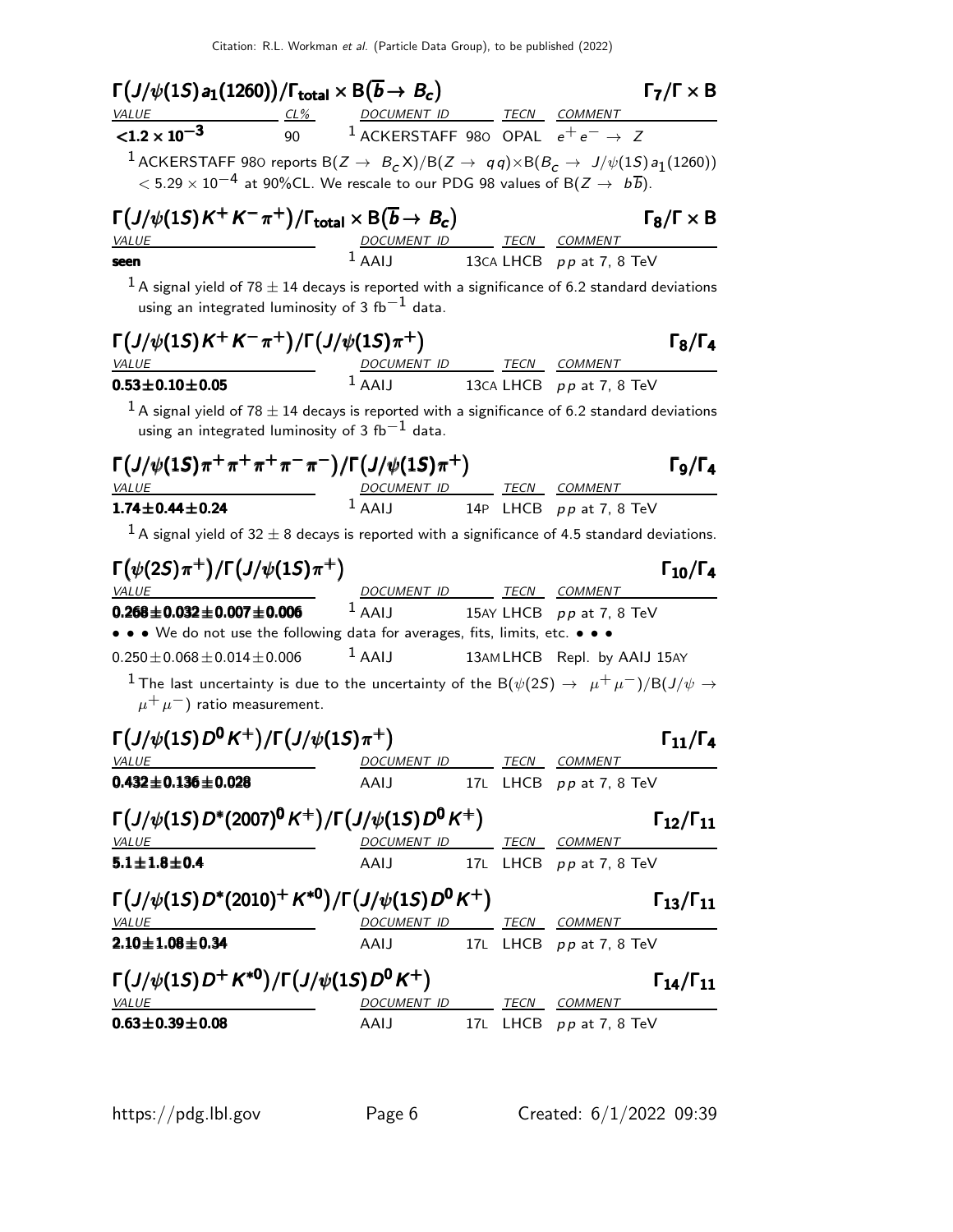### $\Gamma(J/\psi(1S) a_1(1260))/\Gamma_{\text{total}} \times \text{B}(\overline{b} \to B_c)$ — $\Gamma_7/\Gamma \times \text{B}$

| VALUE | CL% | DOCUMENT ID | TECN | COMMENT |
|---|---|---|---|---|
| $<1.2 \times 10^{-3}$ | 90 | [1] ACKERSTAFF 98O | OPAL | $e^+e^- \to Z$ |

[1] ACKERSTAFF 98O reports $\text{B}(Z \to B_c X)/\text{B}(Z \to q q) \times \text{B}(B_c \to J/\psi(1S) a_1(1260)) < 5.29 \times 10^{-4}$ at 90%CL. We rescale to our PDG 98 values of $\text{B}(Z \to b\overline{b})$.

### $\Gamma(J/\psi(1S) K^+ K^- \pi^+)/\Gamma_{\text{total}} \times \text{B}(\overline{b} \to B_c)$ — $\Gamma_8/\Gamma \times \text{B}$

| VALUE | DOCUMENT ID | TECN | COMMENT |
|---|---|---|---|
| **seen** | [1] AAIJ 13CA | LHCB | $pp$ at 7, 8 TeV |

[1] A signal yield of $78 \pm 14$ decays is reported with a significance of 6.2 standard deviations using an integrated luminosity of 3 $\text{fb}^{-1}$ data.

### $\Gamma(J/\psi(1S) K^+ K^- \pi^+)/\Gamma(J/\psi(1S)\pi^+)$ — $\Gamma_8/\Gamma_4$

| VALUE | DOCUMENT ID | TECN | COMMENT |
|---|---|---|---|
| $\mathbf{0.53 \pm 0.10 \pm 0.05}$ | [1] AAIJ 13CA | LHCB | $pp$ at 7, 8 TeV |

[1] A signal yield of $78 \pm 14$ decays is reported with a significance of 6.2 standard deviations using an integrated luminosity of 3 $\text{fb}^{-1}$ data.

### $\Gamma(J/\psi(1S)\pi^+\pi^+\pi^+\pi^-\pi^-)/\Gamma(J/\psi(1S)\pi^+)$ — $\Gamma_9/\Gamma_4$

| VALUE | DOCUMENT ID | TECN | COMMENT |
|---|---|---|---|
| $\mathbf{1.74 \pm 0.44 \pm 0.24}$ | [1] AAIJ 14P | LHCB | $pp$ at 7, 8 TeV |

[1] A signal yield of $32 \pm 8$ decays is reported with a significance of 4.5 standard deviations.

### $\Gamma(\psi(2S)\pi^+)/\Gamma(J/\psi(1S)\pi^+)$ — $\Gamma_{10}/\Gamma_4$

| VALUE | DOCUMENT ID | TECN | COMMENT |
|---|---|---|---|
| $\mathbf{0.268 \pm 0.032 \pm 0.007 \pm 0.006}$ | [1] AAIJ 15AY | LHCB | $pp$ at 7, 8 TeV |
| • • • We do not use the following data for averages, fits, limits, etc. • • • | | | |
| $0.250 \pm 0.068 \pm 0.014 \pm 0.006$ | [1] AAIJ 13AM | LHCB | Repl. by AAIJ 15AY |

[1] The last uncertainty is due to the uncertainty of the $\text{B}(\psi(2S) \to \mu^+\mu^-)/\text{B}(J/\psi \to \mu^+\mu^-)$ ratio measurement.

### $\Gamma(J/\psi(1S) D^0 K^+)/\Gamma(J/\psi(1S)\pi^+)$ — $\Gamma_{11}/\Gamma_4$

| VALUE | DOCUMENT ID | TECN | COMMENT |
|---|---|---|---|
| $\mathbf{0.432 \pm 0.136 \pm 0.028}$ | AAIJ 17L | LHCB | $pp$ at 7, 8 TeV |

### $\Gamma(J/\psi(1S) D^*(2007)^0 K^+)/\Gamma(J/\psi(1S) D^0 K^+)$ — $\Gamma_{12}/\Gamma_{11}$

| VALUE | DOCUMENT ID | TECN | COMMENT |
|---|---|---|---|
| $\mathbf{5.1 \pm 1.8 \pm 0.4}$ | AAIJ 17L | LHCB | $pp$ at 7, 8 TeV |

### $\Gamma(J/\psi(1S) D^*(2010)^+ K^{*0})/\Gamma(J/\psi(1S) D^0 K^+)$ — $\Gamma_{13}/\Gamma_{11}$

| VALUE | DOCUMENT ID | TECN | COMMENT |
|---|---|---|---|
| $\mathbf{2.10 \pm 1.08 \pm 0.34}$ | AAIJ 17L | LHCB | $pp$ at 7, 8 TeV |

### $\Gamma(J/\psi(1S) D^+ K^{*0})/\Gamma(J/\psi(1S) D^0 K^+)$ — $\Gamma_{14}/\Gamma_{11}$

| VALUE | DOCUMENT ID | TECN | COMMENT |
|---|---|---|---|
| $\mathbf{0.63 \pm 0.39 \pm 0.08}$ | AAIJ 17L | LHCB | $pp$ at 7, 8 TeV |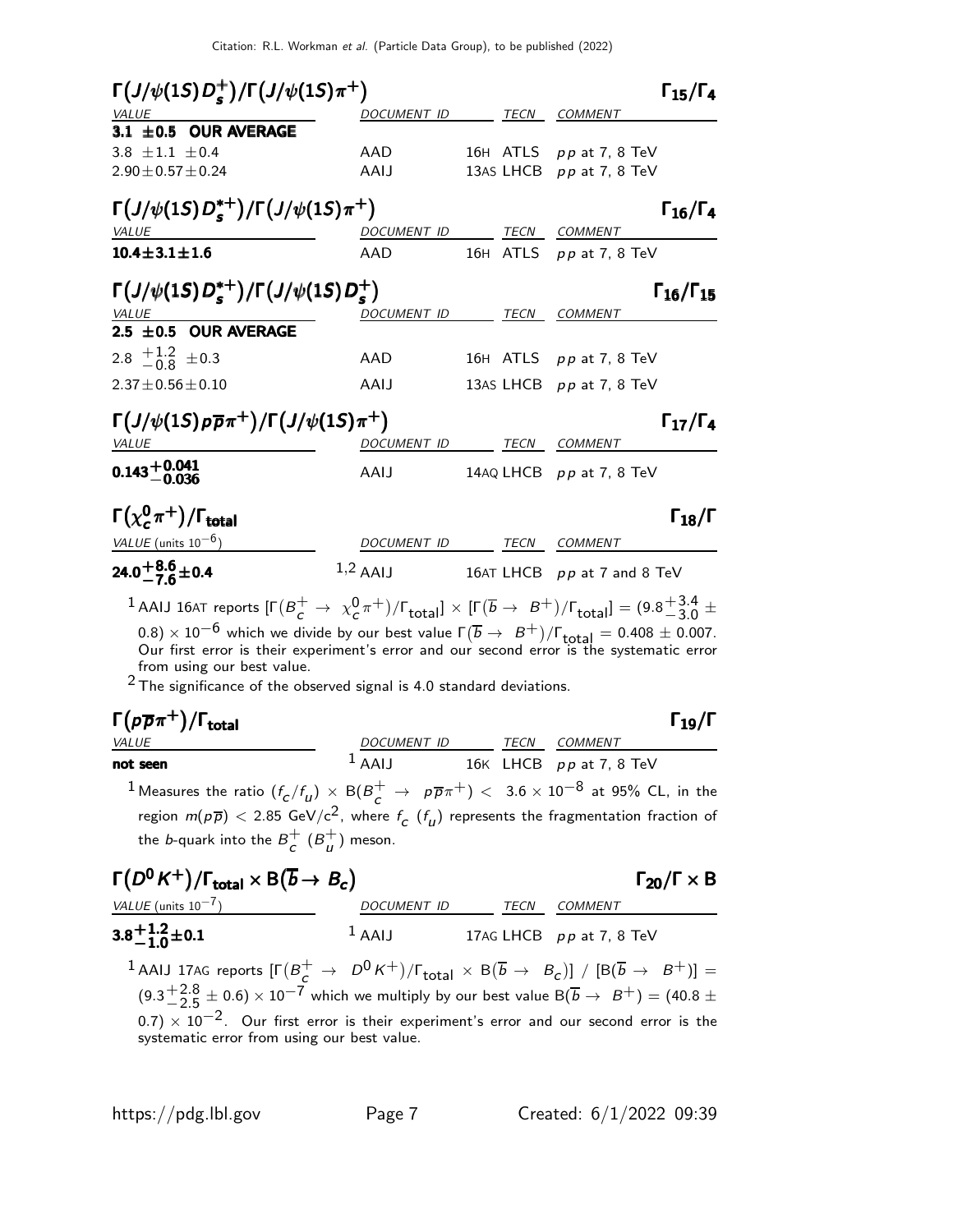### $\Gamma(J/\psi(1S)D_s^+)/\Gamma(J/\psi(1S)\pi^+)$ — $\Gamma_{15}/\Gamma_4$

| VALUE | DOCUMENT ID | TECN | COMMENT |
|---|---|---|---|
| **3.1 ±0.5 OUR AVERAGE** | | | |
| 3.8 ±1.1 ±0.4 | AAD 16H | ATLS | $pp$ at 7, 8 TeV |
| 2.90±0.57±0.24 | AAIJ 13AS | LHCB | $pp$ at 7, 8 TeV |

### $\Gamma(J/\psi(1S)D_s^{*+})/\Gamma(J/\psi(1S)\pi^+)$ — $\Gamma_{16}/\Gamma_4$

| VALUE | DOCUMENT ID | TECN | COMMENT |
|---|---|---|---|
| **10.4±3.1±1.6** | AAD 16H | ATLS | $pp$ at 7, 8 TeV |

### $\Gamma(J/\psi(1S)D_s^{*+})/\Gamma(J/\psi(1S)D_s^+)$ — $\Gamma_{16}/\Gamma_{15}$

| VALUE | DOCUMENT ID | TECN | COMMENT |
|---|---|---|---|
| **2.5 ±0.5 OUR AVERAGE** | | | |
| $2.8\ ^{+1.2}_{-0.8}\ \pm0.3$ | AAD 16H | ATLS | $pp$ at 7, 8 TeV |
| 2.37±0.56±0.10 | AAIJ 13AS | LHCB | $pp$ at 7, 8 TeV |

### $\Gamma(J/\psi(1S)p\overline{p}\pi^+)/\Gamma(J/\psi(1S)\pi^+)$ — $\Gamma_{17}/\Gamma_4$

| VALUE | DOCUMENT ID | TECN | COMMENT |
|---|---|---|---|
| $\mathbf{0.143^{+0.041}_{-0.036}}$ | AAIJ 14AQ | LHCB | $pp$ at 7, 8 TeV |

### $\Gamma(\chi_c^0\pi^+)/\Gamma_{\text{total}}$ — $\Gamma_{18}/\Gamma$

| VALUE (units $10^{-6}$) | DOCUMENT ID | TECN | COMMENT |
|---|---|---|---|
| $\mathbf{24.0^{+8.6}_{-7.6}\pm0.4}$ | [1,2] AAIJ 16AT | LHCB | $pp$ at 7 and 8 TeV |

[1] AAIJ 16AT reports $[\Gamma(B_c^+ \to \chi_c^0\pi^+)/\Gamma_{\text{total}}] \times [\Gamma(\overline{b} \to B^+)/\Gamma_{\text{total}}] = (9.8^{+3.4}_{-3.0} \pm 0.8) \times 10^{-6}$ which we divide by our best value $\Gamma(\overline{b} \to B^+)/\Gamma_{\text{total}} = 0.408 \pm 0.007$. Our first error is their experiment's error and our second error is the systematic error from using our best value.

[2] The significance of the observed signal is 4.0 standard deviations.

### $\Gamma(p\overline{p}\pi^+)/\Gamma_{\text{total}}$ — $\Gamma_{19}/\Gamma$

| VALUE | DOCUMENT ID | TECN | COMMENT |
|---|---|---|---|
| **not seen** | [1] AAIJ 16K | LHCB | $pp$ at 7, 8 TeV |

[1] Measures the ratio $(f_c/f_u) \times B(B_c^+ \to p\overline{p}\pi^+) < 3.6 \times 10^{-8}$ at 95% CL, in the region $m(p\overline{p}) < 2.85$ GeV/c$^2$, where $f_c$ ($f_u$) represents the fragmentation fraction of the $b$-quark into the $B_c^+$ ($B_u^+$) meson.

### $\Gamma(D^0K^+)/\Gamma_{\text{total}} \times B(\overline{b} \to B_c)$ — $\Gamma_{20}/\Gamma \times B$

| VALUE (units $10^{-7}$) | DOCUMENT ID | TECN | COMMENT |
|---|---|---|---|
| $\mathbf{3.8^{+1.2}_{-1.0}\pm0.1}$ | [1] AAIJ 17AG | LHCB | $pp$ at 7, 8 TeV |

[1] AAIJ 17AG reports $[\Gamma(B_c^+ \to D^0K^+)/\Gamma_{\text{total}} \times B(\overline{b} \to B_c)]$ / $[B(\overline{b} \to B^+)] = (9.3^{+2.8}_{-2.5} \pm 0.6) \times 10^{-7}$ which we multiply by our best value $B(\overline{b} \to B^+) = (40.8 \pm 0.7) \times 10^{-2}$. Our first error is their experiment's error and our second error is the systematic error from using our best value.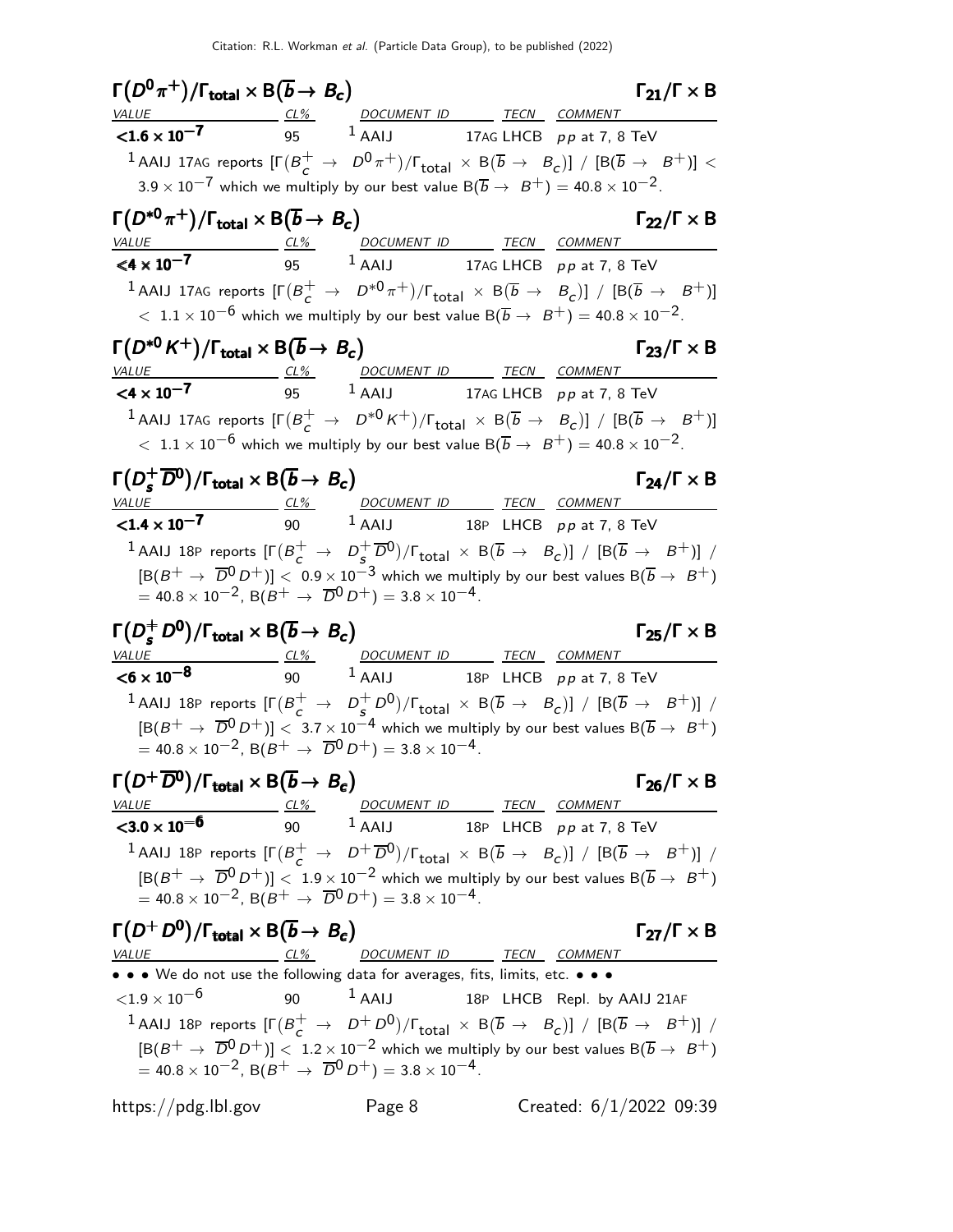## $\Gamma(D^0\pi^+)/\Gamma_{\text{total}} \times B(\overline{b} \to B_c)$ — $\Gamma_{21}/\Gamma \times B$

| VALUE | CL% | DOCUMENT ID | TECN | COMMENT |
|---|---|---|---|---|
| **$<1.6 \times 10^{-7}$** | 95 | [1] AAIJ 17AG | LHCB | $pp$ at 7, 8 TeV |

[1] AAIJ 17AG reports $[\Gamma(B_c^+ \to D^0\pi^+)/\Gamma_{\text{total}} \times B(\overline{b} \to B_c)] / [B(\overline{b} \to B^+)] < 3.9 \times 10^{-7}$ which we multiply by our best value $B(\overline{b} \to B^+) = 40.8 \times 10^{-2}$.

## $\Gamma(D^{*0}\pi^+)/\Gamma_{\text{total}} \times B(\overline{b} \to B_c)$ — $\Gamma_{22}/\Gamma \times B$

| VALUE | CL% | DOCUMENT ID | TECN | COMMENT |
|---|---|---|---|---|
| **$<4 \times 10^{-7}$** | 95 | [1] AAIJ 17AG | LHCB | $pp$ at 7, 8 TeV |

[1] AAIJ 17AG reports $[\Gamma(B_c^+ \to D^{*0}\pi^+)/\Gamma_{\text{total}} \times B(\overline{b} \to B_c)] / [B(\overline{b} \to B^+)] < 1.1 \times 10^{-6}$ which we multiply by our best value $B(\overline{b} \to B^+) = 40.8 \times 10^{-2}$.

## $\Gamma(D^{*0}K^+)/\Gamma_{\text{total}} \times B(\overline{b} \to B_c)$ — $\Gamma_{23}/\Gamma \times B$

| VALUE | CL% | DOCUMENT ID | TECN | COMMENT |
|---|---|---|---|---|
| **$<4 \times 10^{-7}$** | 95 | [1] AAIJ 17AG | LHCB | $pp$ at 7, 8 TeV |

[1] AAIJ 17AG reports $[\Gamma(B_c^+ \to D^{*0}K^+)/\Gamma_{\text{total}} \times B(\overline{b} \to B_c)] / [B(\overline{b} \to B^+)] < 1.1 \times 10^{-6}$ which we multiply by our best value $B(\overline{b} \to B^+) = 40.8 \times 10^{-2}$.

## $\Gamma(D_s^+\overline{D}^0)/\Gamma_{\text{total}} \times B(\overline{b} \to B_c)$ — $\Gamma_{24}/\Gamma \times B$

| VALUE | CL% | DOCUMENT ID | TECN | COMMENT |
|---|---|---|---|---|
| **$<1.4 \times 10^{-7}$** | 90 | [1] AAIJ 18P | LHCB | $pp$ at 7, 8 TeV |

[1] AAIJ 18P reports $[\Gamma(B_c^+ \to D_s^+\overline{D}^0)/\Gamma_{\text{total}} \times B(\overline{b} \to B_c)] / [B(\overline{b} \to B^+)] / [B(B^+ \to \overline{D}^0 D^+)] < 0.9 \times 10^{-3}$ which we multiply by our best values $B(\overline{b} \to B^+) = 40.8 \times 10^{-2}$, $B(B^+ \to \overline{D}^0 D^+) = 3.8 \times 10^{-4}$.

## $\Gamma(D_s^+ D^0)/\Gamma_{\text{total}} \times B(\overline{b} \to B_c)$ — $\Gamma_{25}/\Gamma \times B$

| VALUE | CL% | DOCUMENT ID | TECN | COMMENT |
|---|---|---|---|---|
| **$<6 \times 10^{-8}$** | 90 | [1] AAIJ 18P | LHCB | $pp$ at 7, 8 TeV |

[1] AAIJ 18P reports $[\Gamma(B_c^+ \to D_s^+ D^0)/\Gamma_{\text{total}} \times B(\overline{b} \to B_c)] / [B(\overline{b} \to B^+)] / [B(B^+ \to \overline{D}^0 D^+)] < 3.7 \times 10^{-4}$ which we multiply by our best values $B(\overline{b} \to B^+) = 40.8 \times 10^{-2}$, $B(B^+ \to \overline{D}^0 D^+) = 3.8 \times 10^{-4}$.

## $\Gamma(D^+\overline{D}^0)/\Gamma_{\text{total}} \times B(\overline{b} \to B_c)$ — $\Gamma_{26}/\Gamma \times B$

| VALUE | CL% | DOCUMENT ID | TECN | COMMENT |
|---|---|---|---|---|
| **$<3.0 \times 10^{-6}$** | 90 | [1] AAIJ 18P | LHCB | $pp$ at 7, 8 TeV |

[1] AAIJ 18P reports $[\Gamma(B_c^+ \to D^+\overline{D}^0)/\Gamma_{\text{total}} \times B(\overline{b} \to B_c)] / [B(\overline{b} \to B^+)] / [B(B^+ \to \overline{D}^0 D^+)] < 1.9 \times 10^{-2}$ which we multiply by our best values $B(\overline{b} \to B^+) = 40.8 \times 10^{-2}$, $B(B^+ \to \overline{D}^0 D^+) = 3.8 \times 10^{-4}$.

## $\Gamma(D^+ D^0)/\Gamma_{\text{total}} \times B(\overline{b} \to B_c)$ — $\Gamma_{27}/\Gamma \times B$

| VALUE | CL% | DOCUMENT ID | TECN | COMMENT |
|---|---|---|---|---|
| • • • We do not use the following data for averages, fits, limits, etc. • • • | | | | |
| $<1.9 \times 10^{-6}$ | 90 | [1] AAIJ 18P | LHCB | Repl. by AAIJ 21AF |

[1] AAIJ 18P reports $[\Gamma(B_c^+ \to D^+ D^0)/\Gamma_{\text{total}} \times B(\overline{b} \to B_c)] / [B(\overline{b} \to B^+)] / [B(B^+ \to \overline{D}^0 D^+)] < 1.2 \times 10^{-2}$ which we multiply by our best values $B(\overline{b} \to B^+) = 40.8 \times 10^{-2}$, $B(B^+ \to \overline{D}^0 D^+) = 3.8 \times 10^{-4}$.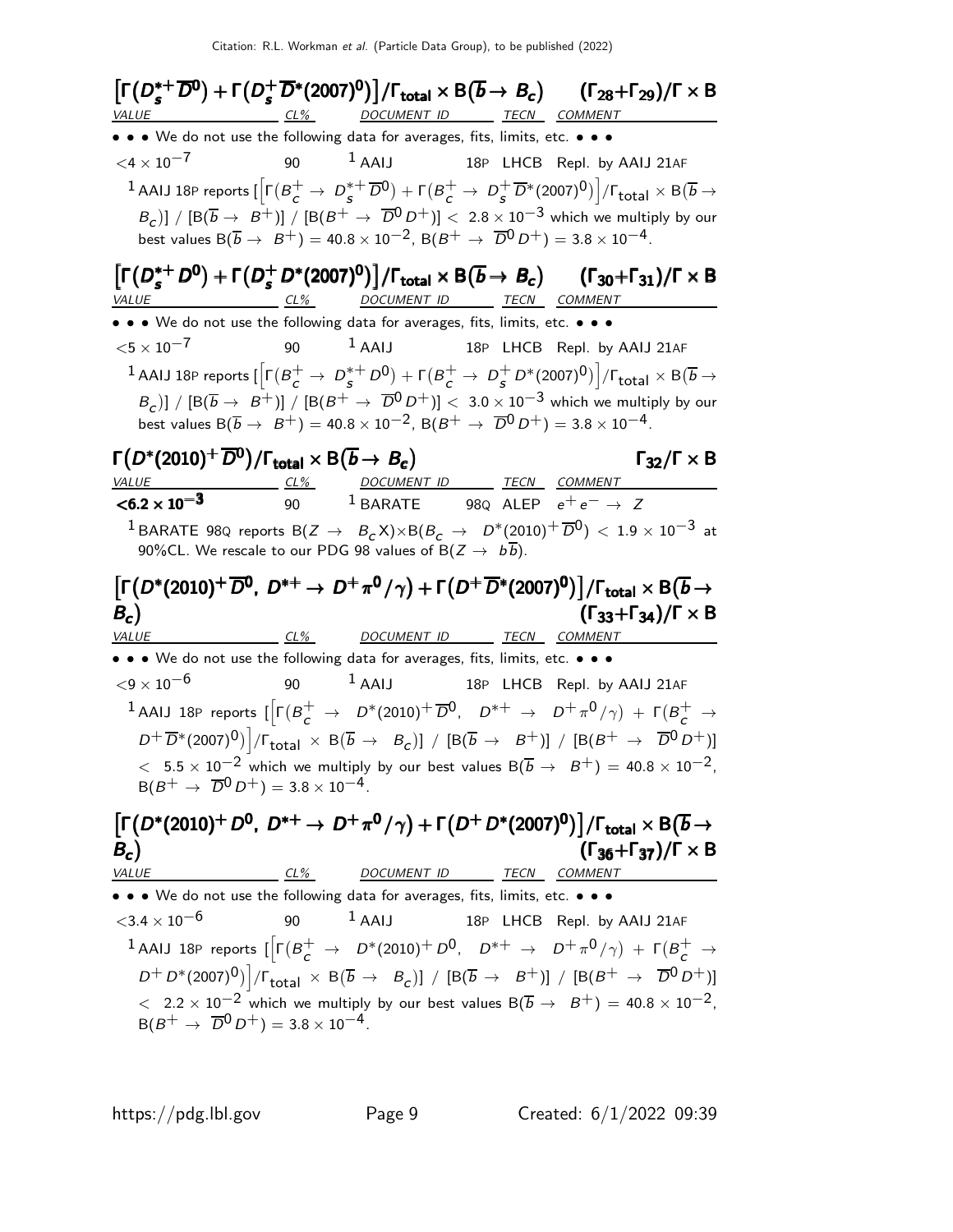### $\left[\Gamma(D_s^{*+}\overline{D}^0) + \Gamma(D_s^+\overline{D}^*(2007)^0)\right]/\Gamma_{total} \times B(\overline{b} \to B_c)$ $(\Gamma_{28}+\Gamma_{29})/\Gamma \times B$

| VALUE | CL% | DOCUMENT ID | | TECN | COMMENT |
|---|---|---|---|---|---|
| • • • We do not use the following data for averages, fits, limits, etc. • • • | | | | | |
| $<4 \times 10^{-7}$ | 90 | [1] AAIJ | 18P | LHCB | Repl. by AAIJ 21AF |

[1] AAIJ 18P reports $[\left[\Gamma(B_c^+ \to D_s^{*+}\overline{D}^0) + \Gamma(B_c^+ \to D_s^+\overline{D}^*(2007)^0)\right]/\Gamma_{total} \times B(\overline{b} \to B_c)] / [B(\overline{b} \to B^+)] / [B(B^+ \to \overline{D}^0 D^+)] < 2.8 \times 10^{-3}$ which we multiply by our best values $B(\overline{b} \to B^+) = 40.8 \times 10^{-2}$, $B(B^+ \to \overline{D}^0 D^+) = 3.8 \times 10^{-4}$.

### $\left[\Gamma(D_s^{*+}D^0) + \Gamma(D_s^+ D^*(2007)^0)\right]/\Gamma_{total} \times B(\overline{b} \to B_c)$ $(\Gamma_{30}+\Gamma_{31})/\Gamma \times B$

| VALUE | CL% | DOCUMENT ID | | TECN | COMMENT |
|---|---|---|---|---|---|
| • • • We do not use the following data for averages, fits, limits, etc. • • • | | | | | |
| $<5 \times 10^{-7}$ | 90 | [1] AAIJ | 18P | LHCB | Repl. by AAIJ 21AF |

[1] AAIJ 18P reports $[\left[\Gamma(B_c^+ \to D_s^{*+}D^0) + \Gamma(B_c^+ \to D_s^+ D^*(2007)^0)\right]/\Gamma_{total} \times B(\overline{b} \to B_c)] / [B(\overline{b} \to B^+)] / [B(B^+ \to \overline{D}^0 D^+)] < 3.0 \times 10^{-3}$ which we multiply by our best values $B(\overline{b} \to B^+) = 40.8 \times 10^{-2}$, $B(B^+ \to \overline{D}^0 D^+) = 3.8 \times 10^{-4}$.

### $\Gamma(D^*(2010)^+\overline{D}^0)/\Gamma_{total} \times B(\overline{b} \to B_c)$ $\Gamma_{32}/\Gamma \times B$

| VALUE | CL% | DOCUMENT ID | | TECN | COMMENT |
|---|---|---|---|---|---|
| **$<6.2 \times 10^{-3}$** | 90 | [1] BARATE | 98Q | ALEP | $e^+e^- \to Z$ |

[1] BARATE 98Q reports $B(Z \to B_c X) \times B(B_c \to D^*(2010)^+\overline{D}^0) < 1.9 \times 10^{-3}$ at 90%CL. We rescale to our PDG 98 values of $B(Z \to b\overline{b})$.

### $\left[\Gamma(D^*(2010)^+\overline{D}^0,\ D^{*+} \to D^+\pi^0/\gamma) + \Gamma(D^+\overline{D}^*(2007)^0)\right]/\Gamma_{total} \times B(\overline{b} \to B_c)$ $(\Gamma_{33}+\Gamma_{34})/\Gamma \times B$

| VALUE | CL% | DOCUMENT ID | | TECN | COMMENT |
|---|---|---|---|---|---|
| • • • We do not use the following data for averages, fits, limits, etc. • • • | | | | | |
| $<9 \times 10^{-6}$ | 90 | [1] AAIJ | 18P | LHCB | Repl. by AAIJ 21AF |

[1] AAIJ 18P reports $[\left[\Gamma(B_c^+ \to D^*(2010)^+\overline{D}^0,\ D^{*+} \to D^+\pi^0/\gamma) + \Gamma(B_c^+ \to D^+\overline{D}^*(2007)^0)\right]/\Gamma_{total} \times B(\overline{b} \to B_c)] / [B(\overline{b} \to B^+)] / [B(B^+ \to \overline{D}^0 D^+)] < 5.5 \times 10^{-2}$ which we multiply by our best values $B(\overline{b} \to B^+) = 40.8 \times 10^{-2}$, $B(B^+ \to \overline{D}^0 D^+) = 3.8 \times 10^{-4}$.

### $\left[\Gamma(D^*(2010)^+ D^0,\ D^{*+} \to D^+\pi^0/\gamma) + \Gamma(D^+ D^*(2007)^0)\right]/\Gamma_{total} \times B(\overline{b} \to B_c)$ $(\Gamma_{36}+\Gamma_{37})/\Gamma \times B$

| VALUE | CL% | DOCUMENT ID | | TECN | COMMENT |
|---|---|---|---|---|---|
| • • • We do not use the following data for averages, fits, limits, etc. • • • | | | | | |
| $<3.4 \times 10^{-6}$ | 90 | [1] AAIJ | 18P | LHCB | Repl. by AAIJ 21AF |

[1] AAIJ 18P reports $[\left[\Gamma(B_c^+ \to D^*(2010)^+ D^0,\ D^{*+} \to D^+\pi^0/\gamma) + \Gamma(B_c^+ \to D^+ D^*(2007)^0)\right]/\Gamma_{total} \times B(\overline{b} \to B_c)] / [B(\overline{b} \to B^+)] / [B(B^+ \to \overline{D}^0 D^+)] < 2.2 \times 10^{-2}$ which we multiply by our best values $B(\overline{b} \to B^+) = 40.8 \times 10^{-2}$, $B(B^+ \to \overline{D}^0 D^+) = 3.8 \times 10^{-4}$.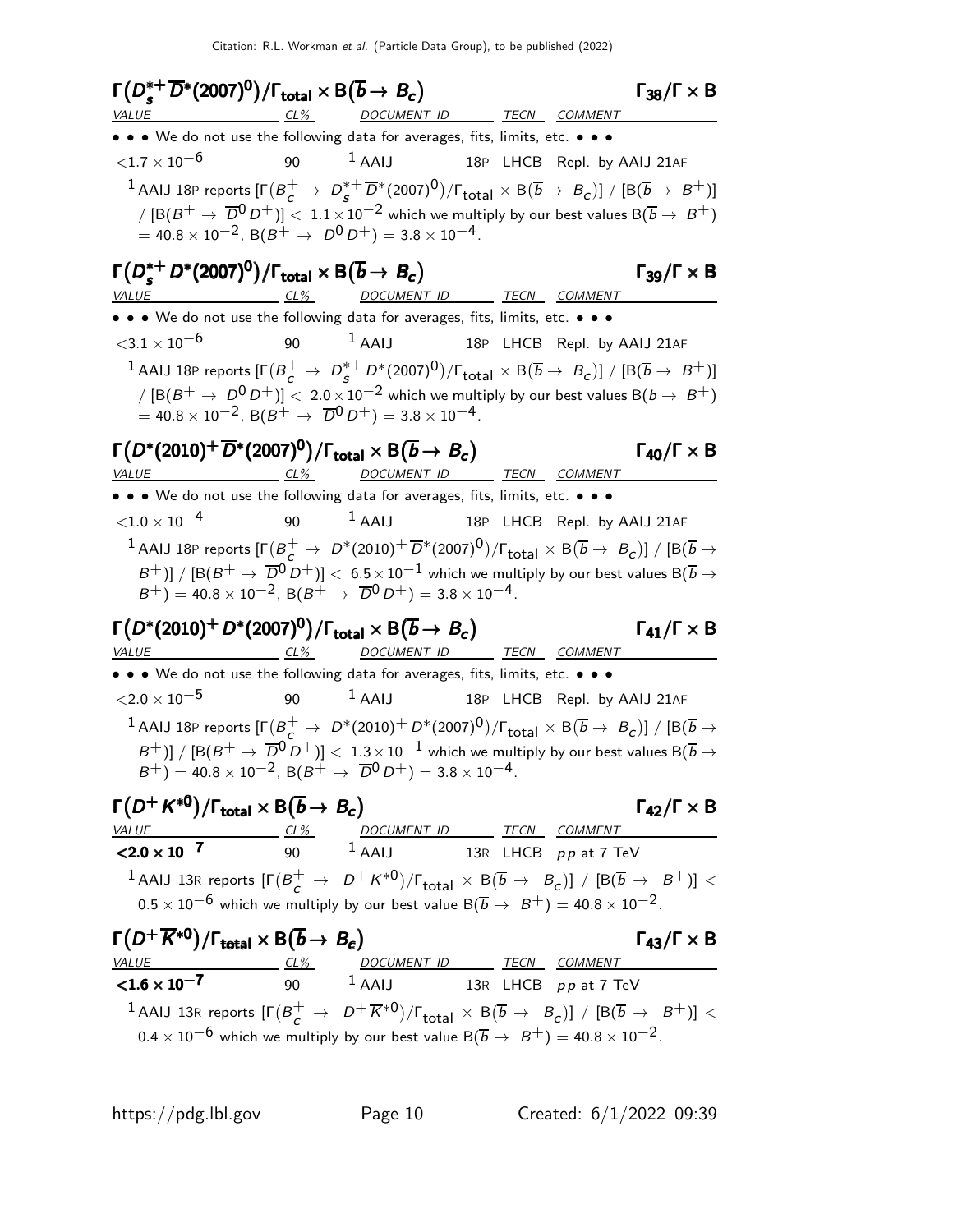## $\Gamma\big(D_s^{*+}\overline{D}^*(2007)^0\big)/\Gamma_{\text{total}} \times B\big(\overline{b} \to B_c\big)$ $\qquad\Gamma_{38}/\Gamma \times B$

| VALUE | CL% | DOCUMENT ID | TECN | COMMENT |
|---|---|---|---|---|
| • • • We do not use the following data for averages, fits, limits, etc. • • • | | | | |
| $<1.7 \times 10^{-6}$ | 90 | [1] AAIJ 18P | LHCB | Repl. by AAIJ 21AF |

[1] AAIJ 18P reports $[\Gamma\big(B_c^+ \to D_s^{*+}\overline{D}^*(2007)^0\big)/\Gamma_{\text{total}} \times B(\overline{b} \to B_c)] / [B(\overline{b} \to B^+)] / [B(B^+ \to \overline{D}^0 D^+)] < 1.1 \times 10^{-2}$ which we multiply by our best values $B(\overline{b} \to B^+) = 40.8 \times 10^{-2}$, $B(B^+ \to \overline{D}^0 D^+) = 3.8 \times 10^{-4}$.

## $\Gamma\big(D_s^{*+} D^*(2007)^0\big)/\Gamma_{\text{total}} \times B\big(\overline{b} \to B_c\big)$ $\qquad\Gamma_{39}/\Gamma \times B$

| VALUE | CL% | DOCUMENT ID | TECN | COMMENT |
|---|---|---|---|---|
| • • • We do not use the following data for averages, fits, limits, etc. • • • | | | | |
| $<3.1 \times 10^{-6}$ | 90 | [1] AAIJ 18P | LHCB | Repl. by AAIJ 21AF |

[1] AAIJ 18P reports $[\Gamma\big(B_c^+ \to D_s^{*+} D^*(2007)^0\big)/\Gamma_{\text{total}} \times B(\overline{b} \to B_c)] / [B(\overline{b} \to B^+)] / [B(B^+ \to \overline{D}^0 D^+)] < 2.0 \times 10^{-2}$ which we multiply by our best values $B(\overline{b} \to B^+) = 40.8 \times 10^{-2}$, $B(B^+ \to \overline{D}^0 D^+) = 3.8 \times 10^{-4}$.

## $\Gamma\big(D^*(2010)^+\overline{D}^*(2007)^0\big)/\Gamma_{\text{total}} \times B\big(\overline{b} \to B_c\big)$ $\qquad\Gamma_{40}/\Gamma \times B$

| VALUE | CL% | DOCUMENT ID | TECN | COMMENT |
|---|---|---|---|---|
| • • • We do not use the following data for averages, fits, limits, etc. • • • | | | | |
| $<1.0 \times 10^{-4}$ | 90 | [1] AAIJ 18P | LHCB | Repl. by AAIJ 21AF |

[1] AAIJ 18P reports $[\Gamma\big(B_c^+ \to D^*(2010)^+\overline{D}^*(2007)^0\big)/\Gamma_{\text{total}} \times B(\overline{b} \to B_c)] / [B(\overline{b} \to B^+)] / [B(B^+ \to \overline{D}^0 D^+)] < 6.5 \times 10^{-1}$ which we multiply by our best values $B(\overline{b} \to B^+) = 40.8 \times 10^{-2}$, $B(B^+ \to \overline{D}^0 D^+) = 3.8 \times 10^{-4}$.

## $\Gamma\big(D^*(2010)^+ D^*(2007)^0\big)/\Gamma_{\text{total}} \times B\big(\overline{b} \to B_c\big)$ $\qquad\Gamma_{41}/\Gamma \times B$

| VALUE | CL% | DOCUMENT ID | TECN | COMMENT |
|---|---|---|---|---|
| • • • We do not use the following data for averages, fits, limits, etc. • • • | | | | |
| $<2.0 \times 10^{-5}$ | 90 | [1] AAIJ 18P | LHCB | Repl. by AAIJ 21AF |

[1] AAIJ 18P reports $[\Gamma\big(B_c^+ \to D^*(2010)^+ D^*(2007)^0\big)/\Gamma_{\text{total}} \times B(\overline{b} \to B_c)] / [B(\overline{b} \to B^+)] / [B(B^+ \to \overline{D}^0 D^+)] < 1.3 \times 10^{-1}$ which we multiply by our best values $B(\overline{b} \to B^+) = 40.8 \times 10^{-2}$, $B(B^+ \to \overline{D}^0 D^+) = 3.8 \times 10^{-4}$.

## $\Gamma\big(D^+ K^{*0}\big)/\Gamma_{\text{total}} \times B\big(\overline{b} \to B_c\big)$ $\qquad\Gamma_{42}/\Gamma \times B$

| VALUE | CL% | DOCUMENT ID | TECN | COMMENT |
|---|---|---|---|---|
| **$<2.0 \times 10^{-7}$** | 90 | [1] AAIJ 13R | LHCB | $pp$ at 7 TeV |

[1] AAIJ 13R reports $[\Gamma\big(B_c^+ \to D^+ K^{*0}\big)/\Gamma_{\text{total}} \times B(\overline{b} \to B_c)] / [B(\overline{b} \to B^+)] < 0.5 \times 10^{-6}$ which we multiply by our best value $B(\overline{b} \to B^+) = 40.8 \times 10^{-2}$.

## $\Gamma\big(D^+ \overline{K}^{*0}\big)/\Gamma_{\text{total}} \times B\big(\overline{b} \to B_c\big)$ $\qquad\Gamma_{43}/\Gamma \times B$

| VALUE | CL% | DOCUMENT ID | TECN | COMMENT |
|---|---|---|---|---|
| **$<1.6 \times 10^{-7}$** | 90 | [1] AAIJ 13R | LHCB | $pp$ at 7 TeV |

[1] AAIJ 13R reports $[\Gamma\big(B_c^+ \to D^+ \overline{K}^{*0}\big)/\Gamma_{\text{total}} \times B(\overline{b} \to B_c)] / [B(\overline{b} \to B^+)] < 0.4 \times 10^{-6}$ which we multiply by our best value $B(\overline{b} \to B^+) = 40.8 \times 10^{-2}$.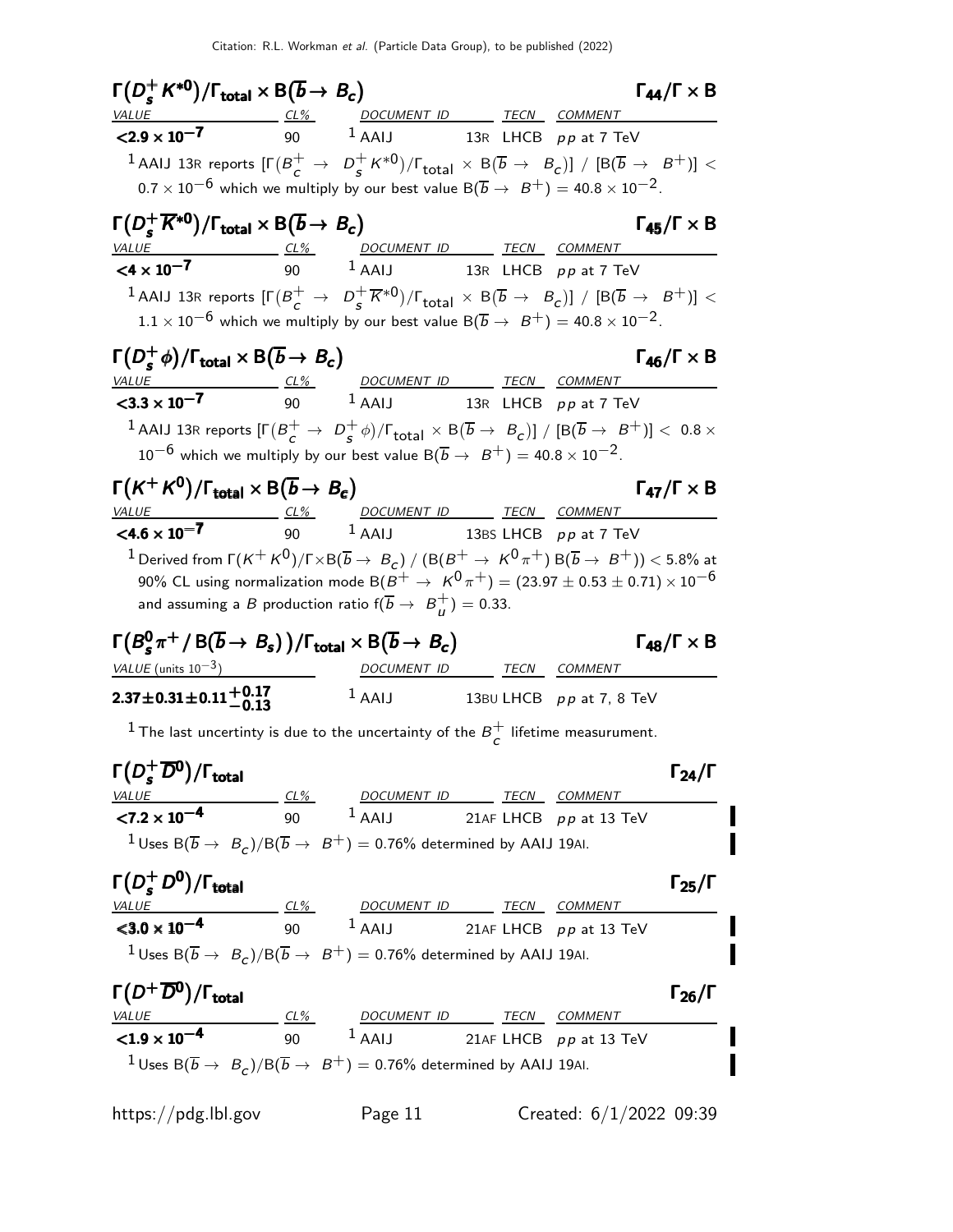### $\Gamma(D_s^+ K^{*0})/\Gamma_{\text{total}} \times B(\overline{b} \to B_c)$ $\Gamma_{44}/\Gamma \times B$

| VALUE | CL% | DOCUMENT ID | TECN | COMMENT |
|---|---|---|---|---|
| $<2.9 \times 10^{-7}$ | 90 | [1] AAIJ 13R | LHCB | $pp$ at 7 TeV |

[1] AAIJ 13R reports $[\Gamma(B_c^+ \to D_s^+ K^{*0})/\Gamma_{\text{total}} \times B(\overline{b} \to B_c)] / [B(\overline{b} \to B^+)] < 0.7 \times 10^{-6}$ which we multiply by our best value $B(\overline{b} \to B^+) = 40.8 \times 10^{-2}$.

### $\Gamma(D_s^+ \overline{K}^{*0})/\Gamma_{\text{total}} \times B(\overline{b} \to B_c)$ $\Gamma_{45}/\Gamma \times B$

| VALUE | CL% | DOCUMENT ID | TECN | COMMENT |
|---|---|---|---|---|
| $<4 \times 10^{-7}$ | 90 | [1] AAIJ 13R | LHCB | $pp$ at 7 TeV |

[1] AAIJ 13R reports $[\Gamma(B_c^+ \to D_s^+ \overline{K}^{*0})/\Gamma_{\text{total}} \times B(\overline{b} \to B_c)] / [B(\overline{b} \to B^+)] < 1.1 \times 10^{-6}$ which we multiply by our best value $B(\overline{b} \to B^+) = 40.8 \times 10^{-2}$.

### $\Gamma(D_s^+ \phi)/\Gamma_{\text{total}} \times B(\overline{b} \to B_c)$ $\Gamma_{46}/\Gamma \times B$

| VALUE | CL% | DOCUMENT ID | TECN | COMMENT |
|---|---|---|---|---|
| $<3.3 \times 10^{-7}$ | 90 | [1] AAIJ 13R | LHCB | $pp$ at 7 TeV |

[1] AAIJ 13R reports $[\Gamma(B_c^+ \to D_s^+ \phi)/\Gamma_{\text{total}} \times B(\overline{b} \to B_c)] / [B(\overline{b} \to B^+)] < 0.8 \times 10^{-6}$ which we multiply by our best value $B(\overline{b} \to B^+) = 40.8 \times 10^{-2}$.

### $\Gamma(K^+ K^0)/\Gamma_{\text{total}} \times B(\overline{b} \to B_c)$ $\Gamma_{47}/\Gamma \times B$

| VALUE | CL% | DOCUMENT ID | TECN | COMMENT |
|---|---|---|---|---|
| $<4.6 \times 10^{-7}$ | 90 | [1] AAIJ 13BS | LHCB | $pp$ at 7 TeV |

[1] Derived from $\Gamma(K^+ K^0)/\Gamma \times B(\overline{b} \to B_c) / (B(B^+ \to K^0 \pi^+) B(\overline{b} \to B^+)) < 5.8\%$ at 90% CL using normalization mode $B(B^+ \to K^0 \pi^+) = (23.97 \pm 0.53 \pm 0.71) \times 10^{-6}$ and assuming a $B$ production ratio $f(\overline{b} \to B_u^+) = 0.33$.

### $\Gamma(B_s^0 \pi^+ / B(\overline{b} \to B_s))/\Gamma_{\text{total}} \times B(\overline{b} \to B_c)$ $\Gamma_{48}/\Gamma \times B$

| VALUE (units $10^{-3}$) | DOCUMENT ID | TECN | COMMENT |
|---|---|---|---|
| $2.37 \pm 0.31 \pm 0.11 ^{+0.17}_{-0.13}$ | [1] AAIJ 13BU | LHCB | $pp$ at 7, 8 TeV |

[1] The last uncertinty is due to the uncertainty of the $B_c^+$ lifetime measurument.

### $\Gamma(D_s^+ \overline{D}^0)/\Gamma_{\text{total}}$ $\Gamma_{24}/\Gamma$

| VALUE | CL% | DOCUMENT ID | TECN | COMMENT |
|---|---|---|---|---|
| $<7.2 \times 10^{-4}$ | 90 | [1] AAIJ 21AF | LHCB | $pp$ at 13 TeV |

[1] Uses $B(\overline{b} \to B_c)/B(\overline{b} \to B^+) = 0.76\%$ determined by AAIJ 19AI.

### $\Gamma(D_s^+ D^0)/\Gamma_{\text{total}}$ $\Gamma_{25}/\Gamma$

| VALUE | CL% | DOCUMENT ID | TECN | COMMENT |
|---|---|---|---|---|
| $<3.0 \times 10^{-4}$ | 90 | [1] AAIJ 21AF | LHCB | $pp$ at 13 TeV |

[1] Uses $B(\overline{b} \to B_c)/B(\overline{b} \to B^+) = 0.76\%$ determined by AAIJ 19AI.

### $\Gamma(D^+ \overline{D}^0)/\Gamma_{\text{total}}$ $\Gamma_{26}/\Gamma$

| VALUE | CL% | DOCUMENT ID | TECN | COMMENT |
|---|---|---|---|---|
| $<1.9 \times 10^{-4}$ | 90 | [1] AAIJ 21AF | LHCB | $pp$ at 13 TeV |

[1] Uses $B(\overline{b} \to B_c)/B(\overline{b} \to B^+) = 0.76\%$ determined by AAIJ 19AI.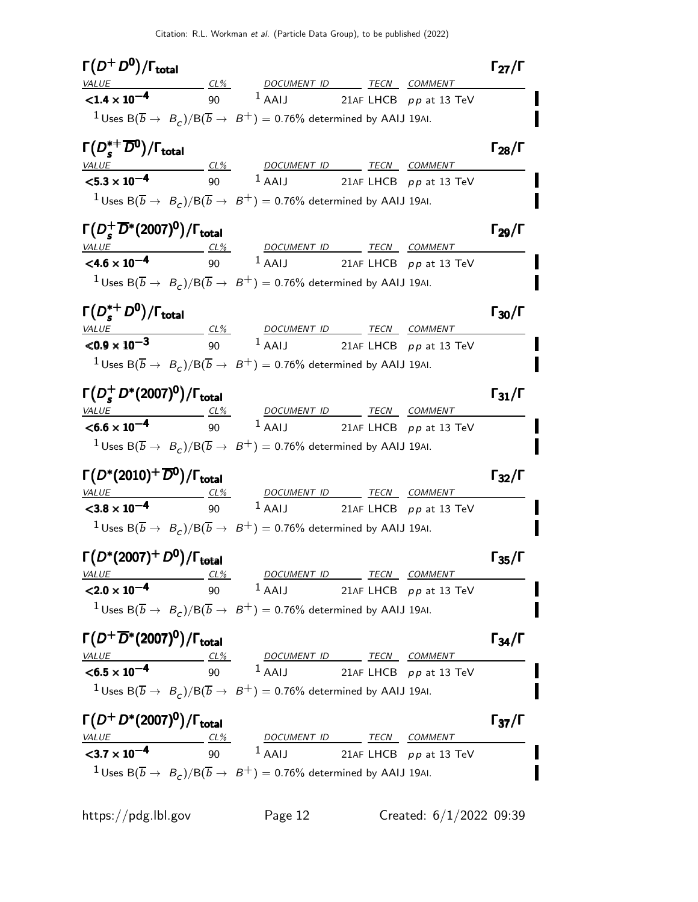### $\Gamma(D^+ D^0)/\Gamma_{\text{total}}$ — $\Gamma_{27}/\Gamma$

| VALUE | CL% | DOCUMENT ID | TECN | COMMENT |
|---|---|---|---|---|
| $<1.4 \times 10^{-4}$ | 90 | [1] AAIJ 21AF | LHCB | $pp$ at 13 TeV |

[1] Uses $B(\overline{b} \to B_c)/B(\overline{b} \to B^+) = 0.76\%$ determined by AAIJ 19AI.

### $\Gamma(D_s^{*+} \overline{D}^0)/\Gamma_{\text{total}}$ — $\Gamma_{28}/\Gamma$

| VALUE | CL% | DOCUMENT ID | TECN | COMMENT |
|---|---|---|---|---|
| $<5.3 \times 10^{-4}$ | 90 | [1] AAIJ 21AF | LHCB | $pp$ at 13 TeV |

[1] Uses $B(\overline{b} \to B_c)/B(\overline{b} \to B^+) = 0.76\%$ determined by AAIJ 19AI.

### $\Gamma(D_s^+ \overline{D}^*(2007)^0)/\Gamma_{\text{total}}$ — $\Gamma_{29}/\Gamma$

| VALUE | CL% | DOCUMENT ID | TECN | COMMENT |
|---|---|---|---|---|
| $<4.6 \times 10^{-4}$ | 90 | [1] AAIJ 21AF | LHCB | $pp$ at 13 TeV |

[1] Uses $B(\overline{b} \to B_c)/B(\overline{b} \to B^+) = 0.76\%$ determined by AAIJ 19AI.

### $\Gamma(D_s^{*+} D^0)/\Gamma_{\text{total}}$ — $\Gamma_{30}/\Gamma$

| VALUE | CL% | DOCUMENT ID | TECN | COMMENT |
|---|---|---|---|---|
| $<0.9 \times 10^{-3}$ | 90 | [1] AAIJ 21AF | LHCB | $pp$ at 13 TeV |

[1] Uses $B(\overline{b} \to B_c)/B(\overline{b} \to B^+) = 0.76\%$ determined by AAIJ 19AI.

### $\Gamma(D_s^+ D^*(2007)^0)/\Gamma_{\text{total}}$ — $\Gamma_{31}/\Gamma$

| VALUE | CL% | DOCUMENT ID | TECN | COMMENT |
|---|---|---|---|---|
| $<6.6 \times 10^{-4}$ | 90 | [1] AAIJ 21AF | LHCB | $pp$ at 13 TeV |

[1] Uses $B(\overline{b} \to B_c)/B(\overline{b} \to B^+) = 0.76\%$ determined by AAIJ 19AI.

### $\Gamma(D^*(2010)^+ \overline{D}^0)/\Gamma_{\text{total}}$ — $\Gamma_{32}/\Gamma$

| VALUE | CL% | DOCUMENT ID | TECN | COMMENT |
|---|---|---|---|---|
| $<3.8 \times 10^{-4}$ | 90 | [1] AAIJ 21AF | LHCB | $pp$ at 13 TeV |

[1] Uses $B(\overline{b} \to B_c)/B(\overline{b} \to B^+) = 0.76\%$ determined by AAIJ 19AI.

### $\Gamma(D^*(2007)^+ D^0)/\Gamma_{\text{total}}$ — $\Gamma_{35}/\Gamma$

| VALUE | CL% | DOCUMENT ID | TECN | COMMENT |
|---|---|---|---|---|
| $<2.0 \times 10^{-4}$ | 90 | [1] AAIJ 21AF | LHCB | $pp$ at 13 TeV |

[1] Uses $B(\overline{b} \to B_c)/B(\overline{b} \to B^+) = 0.76\%$ determined by AAIJ 19AI.

### $\Gamma(D^+ \overline{D}^*(2007)^0)/\Gamma_{\text{total}}$ — $\Gamma_{34}/\Gamma$

| VALUE | CL% | DOCUMENT ID | TECN | COMMENT |
|---|---|---|---|---|
| $<6.5 \times 10^{-4}$ | 90 | [1] AAIJ 21AF | LHCB | $pp$ at 13 TeV |

[1] Uses $B(\overline{b} \to B_c)/B(\overline{b} \to B^+) = 0.76\%$ determined by AAIJ 19AI.

### $\Gamma(D^+ D^*(2007)^0)/\Gamma_{\text{total}}$ — $\Gamma_{37}/\Gamma$

| VALUE | CL% | DOCUMENT ID | TECN | COMMENT |
|---|---|---|---|---|
| $<3.7 \times 10^{-4}$ | 90 | [1] AAIJ 21AF | LHCB | $pp$ at 13 TeV |

[1] Uses $B(\overline{b} \to B_c)/B(\overline{b} \to B^+) = 0.76\%$ determined by AAIJ 19AI.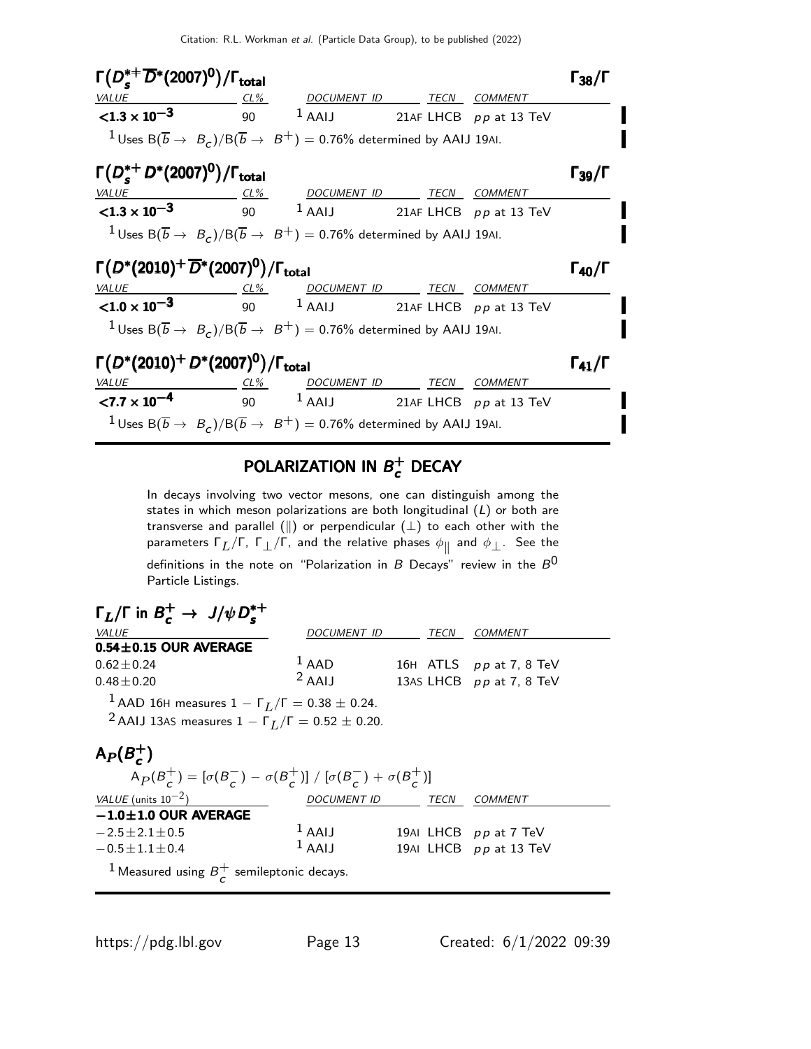### $\Gamma(D_s^{*+} \overline{D}^*(2007)^0)/\Gamma_{\text{total}}$ — $\Gamma_{38}/\Gamma$

| VALUE | CL% | DOCUMENT ID | TECN | COMMENT |
|---|---|---|---|---|
| **$<1.3 \times 10^{-3}$** | 90 | [1] AAIJ 21AF | LHCB | $pp$ at 13 TeV |

[1] Uses $B(\overline{b} \to B_c)/B(\overline{b} \to B^+) = 0.76\%$ determined by AAIJ 19AI.

### $\Gamma(D_s^{*+} D^*(2007)^0)/\Gamma_{\text{total}}$ — $\Gamma_{39}/\Gamma$

| VALUE | CL% | DOCUMENT ID | TECN | COMMENT |
|---|---|---|---|---|
| **$<1.3 \times 10^{-3}$** | 90 | [1] AAIJ 21AF | LHCB | $pp$ at 13 TeV |

[1] Uses $B(\overline{b} \to B_c)/B(\overline{b} \to B^+) = 0.76\%$ determined by AAIJ 19AI.

### $\Gamma(D^*(2010)^+ \overline{D}^*(2007)^0)/\Gamma_{\text{total}}$ — $\Gamma_{40}/\Gamma$

| VALUE | CL% | DOCUMENT ID | TECN | COMMENT |
|---|---|---|---|---|
| **$<1.0 \times 10^{-3}$** | 90 | [1] AAIJ 21AF | LHCB | $pp$ at 13 TeV |

[1] Uses $B(\overline{b} \to B_c)/B(\overline{b} \to B^+) = 0.76\%$ determined by AAIJ 19AI.

### $\Gamma(D^*(2010)^+ D^*(2007)^0)/\Gamma_{\text{total}}$ — $\Gamma_{41}/\Gamma$

| VALUE | CL% | DOCUMENT ID | TECN | COMMENT |
|---|---|---|---|---|
| **$<7.7 \times 10^{-4}$** | 90 | [1] AAIJ 21AF | LHCB | $pp$ at 13 TeV |

[1] Uses $B(\overline{b} \to B_c)/B(\overline{b} \to B^+) = 0.76\%$ determined by AAIJ 19AI.

## POLARIZATION IN $B_c^+$ DECAY

In decays involving two vector mesons, one can distinguish among the states in which meson polarizations are both longitudinal ($L$) or both are transverse and parallel ($\parallel$) or perpendicular ($\perp$) to each other with the parameters $\Gamma_L/\Gamma$, $\Gamma_\perp/\Gamma$, and the relative phases $\phi_\parallel$ and $\phi_\perp$. See the definitions in the note on "Polarization in $B$ Decays" review in the $B^0$ Particle Listings.

### $\Gamma_L/\Gamma$ in $B_c^+ \to J/\psi D_s^{*+}$

| VALUE | DOCUMENT ID | TECN | COMMENT |
|---|---|---|---|
| **0.54±0.15 OUR AVERAGE** | | | |
| $0.62\pm0.24$ | [1] AAD 16H | ATLS | $pp$ at 7, 8 TeV |
| $0.48\pm0.20$ | [2] AAIJ 13AS | LHCB | $pp$ at 7, 8 TeV |

[1] AAD 16H measures $1 - \Gamma_L/\Gamma = 0.38 \pm 0.24$.

[2] AAIJ 13AS measures $1 - \Gamma_L/\Gamma = 0.52 \pm 0.20$.

### $A_P(B_c^+)$

$$A_P(B_c^+) = [\sigma(B_c^-) - \sigma(B_c^+)] \;/\; [\sigma(B_c^-) + \sigma(B_c^+)]$$

| VALUE (units $10^{-2}$) | DOCUMENT ID | TECN | COMMENT |
|---|---|---|---|
| **$-1.0\pm1.0$ OUR AVERAGE** | | | |
| $-2.5\pm2.1\pm0.5$ | [1] AAIJ 19AI | LHCB | $pp$ at 7 TeV |
| $-0.5\pm1.1\pm0.4$ | [1] AAIJ 19AI | LHCB | $pp$ at 13 TeV |

[1] Measured using $B_c^+$ semileptonic decays.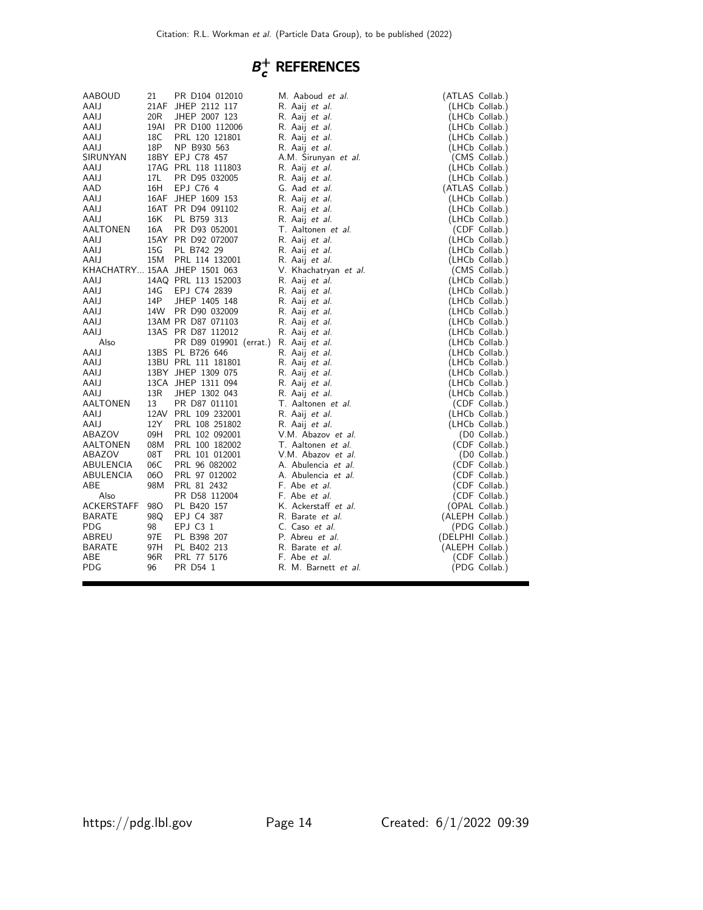# $B_c^+$ REFERENCES

| | | | | |
|---|---|---|---|---|
| AABOUD | 21 | PR D104 012010 | M. Aaboud *et al.* | (ATLAS Collab.) |
| AAIJ | 21AF | JHEP 2112 117 | R. Aaij *et al.* | (LHCb Collab.) |
| AAIJ | 20R | JHEP 2007 123 | R. Aaij *et al.* | (LHCb Collab.) |
| AAIJ | 19AI | PR D100 112006 | R. Aaij *et al.* | (LHCb Collab.) |
| AAIJ | 18C | PRL 120 121801 | R. Aaij *et al.* | (LHCb Collab.) |
| AAIJ | 18P | NP B930 563 | R. Aaij *et al.* | (LHCb Collab.) |
| SIRUNYAN | 18BY | EPJ C78 457 | A.M. Sirunyan *et al.* | (CMS Collab.) |
| AAIJ | 17AG | PRL 118 111803 | R. Aaij *et al.* | (LHCb Collab.) |
| AAIJ | 17L | PR D95 032005 | R. Aaij *et al.* | (LHCb Collab.) |
| AAD | 16H | EPJ C76 4 | G. Aad *et al.* | (ATLAS Collab.) |
| AAIJ | 16AF | JHEP 1609 153 | R. Aaij *et al.* | (LHCb Collab.) |
| AAIJ | 16AT | PR D94 091102 | R. Aaij *et al.* | (LHCb Collab.) |
| AAIJ | 16K | PL B759 313 | R. Aaij *et al.* | (LHCb Collab.) |
| AALTONEN | 16A | PR D93 052001 | T. Aaltonen *et al.* | (CDF Collab.) |
| AAIJ | 15AY | PR D92 072007 | R. Aaij *et al.* | (LHCb Collab.) |
| AAIJ | 15G | PL B742 29 | R. Aaij *et al.* | (LHCb Collab.) |
| AAIJ | 15M | PRL 114 132001 | R. Aaij *et al.* | (LHCb Collab.) |
| KHACHATRY... | 15AA | JHEP 1501 063 | V. Khachatryan *et al.* | (CMS Collab.) |
| AAIJ | 14AQ | PRL 113 152003 | R. Aaij *et al.* | (LHCb Collab.) |
| AAIJ | 14G | EPJ C74 2839 | R. Aaij *et al.* | (LHCb Collab.) |
| AAIJ | 14P | JHEP 1405 148 | R. Aaij *et al.* | (LHCb Collab.) |
| AAIJ | 14W | PR D90 032009 | R. Aaij *et al.* | (LHCb Collab.) |
| AAIJ | 13AM | PR D87 071103 | R. Aaij *et al.* | (LHCb Collab.) |
| AAIJ | 13AS | PR D87 112012 | R. Aaij *et al.* | (LHCb Collab.) |
| Also | | PR D89 019901 (errat.) | R. Aaij *et al.* | (LHCb Collab.) |
| AAIJ | 13BS | PL B726 646 | R. Aaij *et al.* | (LHCb Collab.) |
| AAIJ | 13BU | PRL 111 181801 | R. Aaij *et al.* | (LHCb Collab.) |
| AAIJ | 13BY | JHEP 1309 075 | R. Aaij *et al.* | (LHCb Collab.) |
| AAIJ | 13CA | JHEP 1311 094 | R. Aaij *et al.* | (LHCb Collab.) |
| AAIJ | 13R | JHEP 1302 043 | R. Aaij *et al.* | (LHCb Collab.) |
| AALTONEN | 13 | PR D87 011101 | T. Aaltonen *et al.* | (CDF Collab.) |
| AAIJ | 12AV | PRL 109 232001 | R. Aaij *et al.* | (LHCb Collab.) |
| AAIJ | 12Y | PRL 108 251802 | R. Aaij *et al.* | (LHCb Collab.) |
| ABAZOV | 09H | PRL 102 092001 | V.M. Abazov *et al.* | (D0 Collab.) |
| AALTONEN | 08M | PRL 100 182002 | T. Aaltonen *et al.* | (CDF Collab.) |
| ABAZOV | 08T | PRL 101 012001 | V.M. Abazov *et al.* | (D0 Collab.) |
| ABULENCIA | 06C | PRL 96 082002 | A. Abulencia *et al.* | (CDF Collab.) |
| ABULENCIA | 06O | PRL 97 012002 | A. Abulencia *et al.* | (CDF Collab.) |
| ABE | 98M | PRL 81 2432 | F. Abe *et al.* | (CDF Collab.) |
| Also | | PR D58 112004 | F. Abe *et al.* | (CDF Collab.) |
| ACKERSTAFF | 98O | PL B420 157 | K. Ackerstaff *et al.* | (OPAL Collab.) |
| BARATE | 98Q | EPJ C4 387 | R. Barate *et al.* | (ALEPH Collab.) |
| PDG | 98 | EPJ C3 1 | C. Caso *et al.* | (PDG Collab.) |
| ABREU | 97E | PL B398 207 | P. Abreu *et al.* | (DELPHI Collab.) |
| BARATE | 97H | PL B402 213 | R. Barate *et al.* | (ALEPH Collab.) |
| ABE | 96R | PRL 77 5176 | F. Abe *et al.* | (CDF Collab.) |
| PDG | 96 | PR D54 1 | R. M. Barnett *et al.* | (PDG Collab.) |